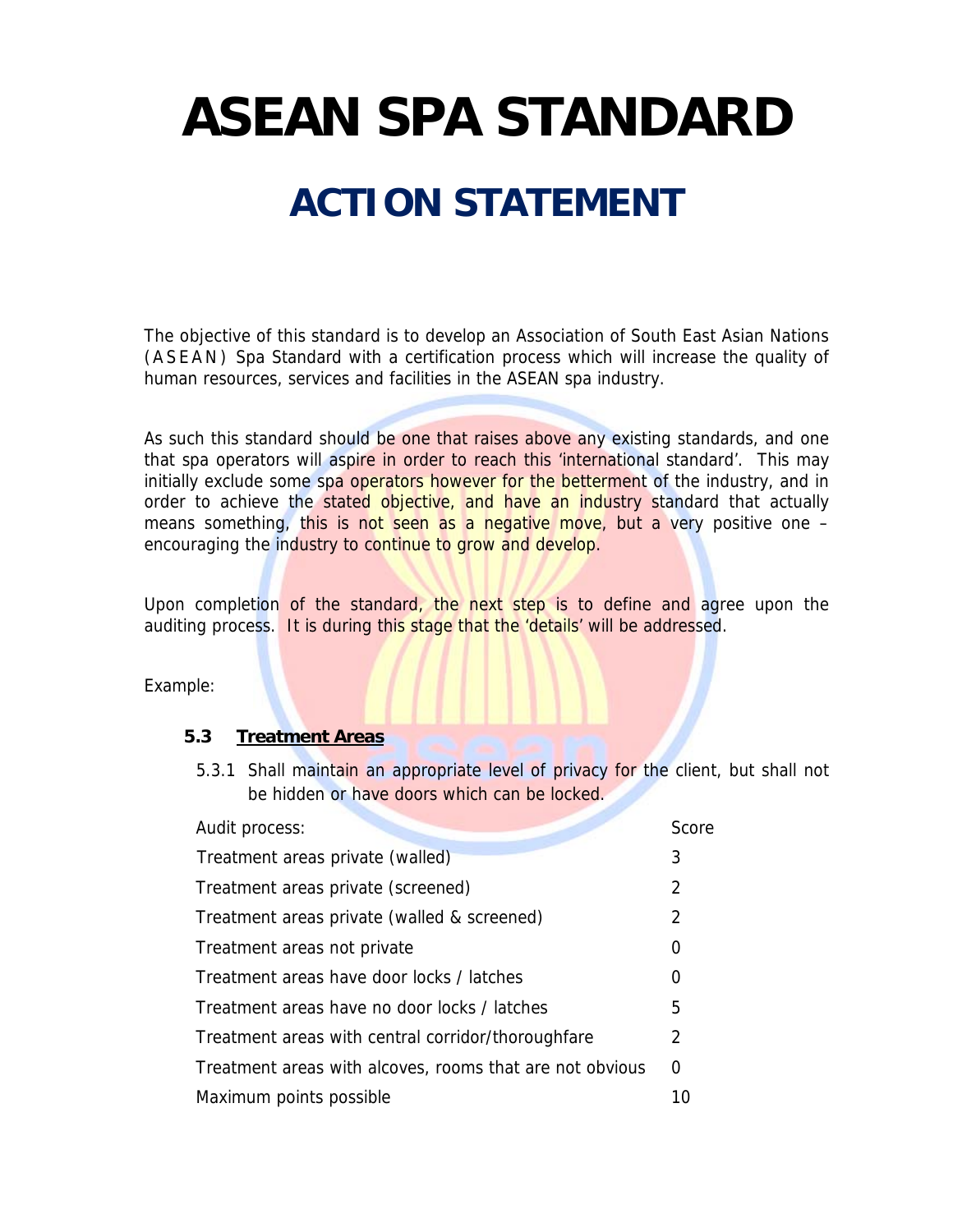# ASEAN SPA STANDARD

## ACTION STATEMENT

The objective of this standard is to develop an Association of South East Asian Nations (ASEAN) Spa Standard with a certification process which will increase the quality of human resources, services and facilities in the ASEAN spa industry.

As such this standard should be one that raises above any existing standards, and one that spa operators will aspire in order to reach this 'international standard'. This may initially exclude some spa operators however for the betterment of the industry, and in order to achieve the stated objective, and have an industry standard that actually means something, this is not seen as a negative move, but a very positive one – encouraging the industry to continue to grow and develop.

Upon completion of the standard, the next step is to define and agree upon the auditing process. It is during this stage that the 'details' will be addressed.

Example:

### 5.3 Treatment Areas

5.3.1 Shall maintain an appropriate level of privacy for the client, but shall not be hidden or have doors which can be locked.

| Audit process: | Score |
|---|---|
| Treatment areas private (walled) | 3 |
| Treatment areas private (screened) | 2 |
| Treatment areas private (walled & screened) | 2 |
| Treatment areas not private | 0 |
| Treatment areas have door locks / latches | 0 |
| Treatment areas have no door locks / latches | 5 |
| Treatment areas with central corridor/thoroughfare | 2 |
| Treatment areas with alcoves, rooms that are not obvious | 0 |
| Maximum points possible | 10 |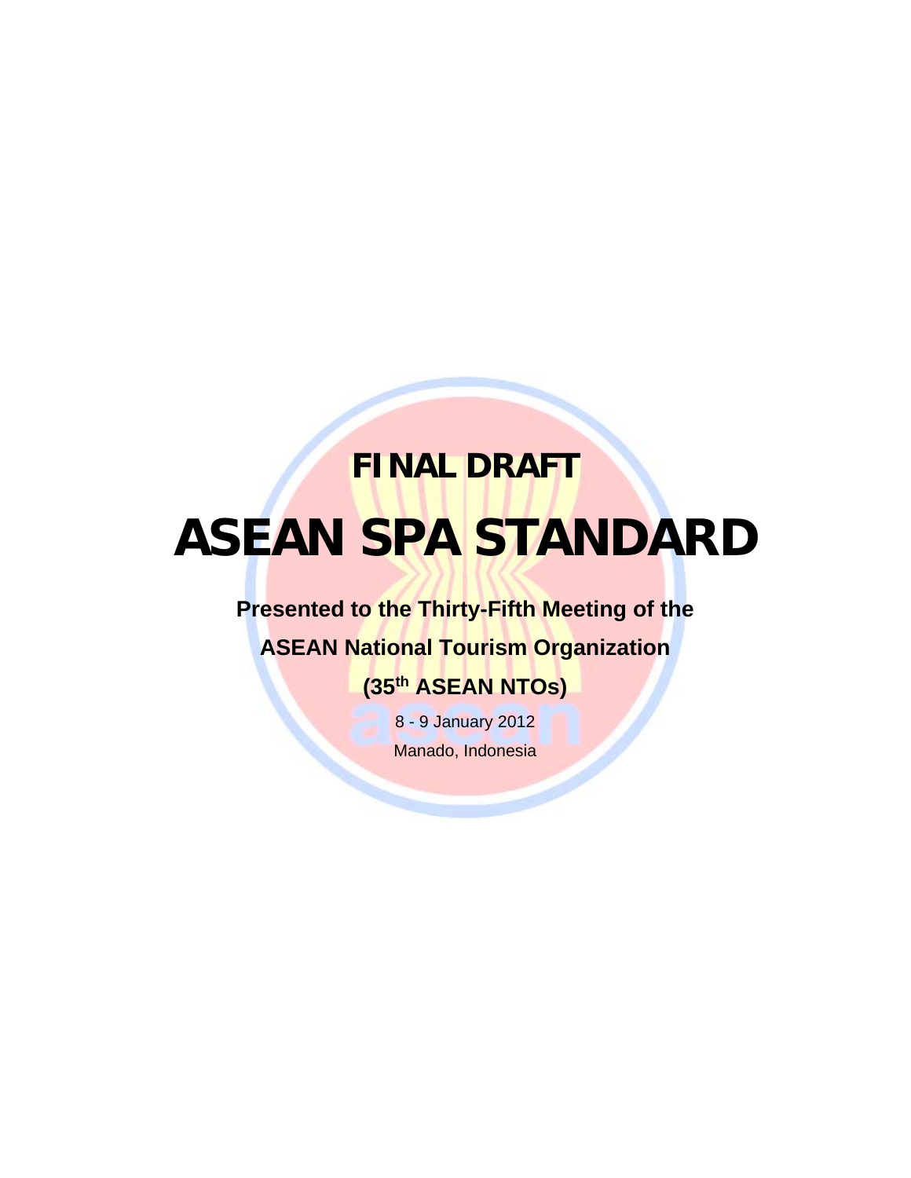# FINAL DRAFT

# ASEAN SPA STANDARD

**Presented to the Thirty-Fifth Meeting of the**

**ASEAN National Tourism Organization**

**(35th ASEAN NTOs)**

8 - 9 January 2012

Manado, Indonesia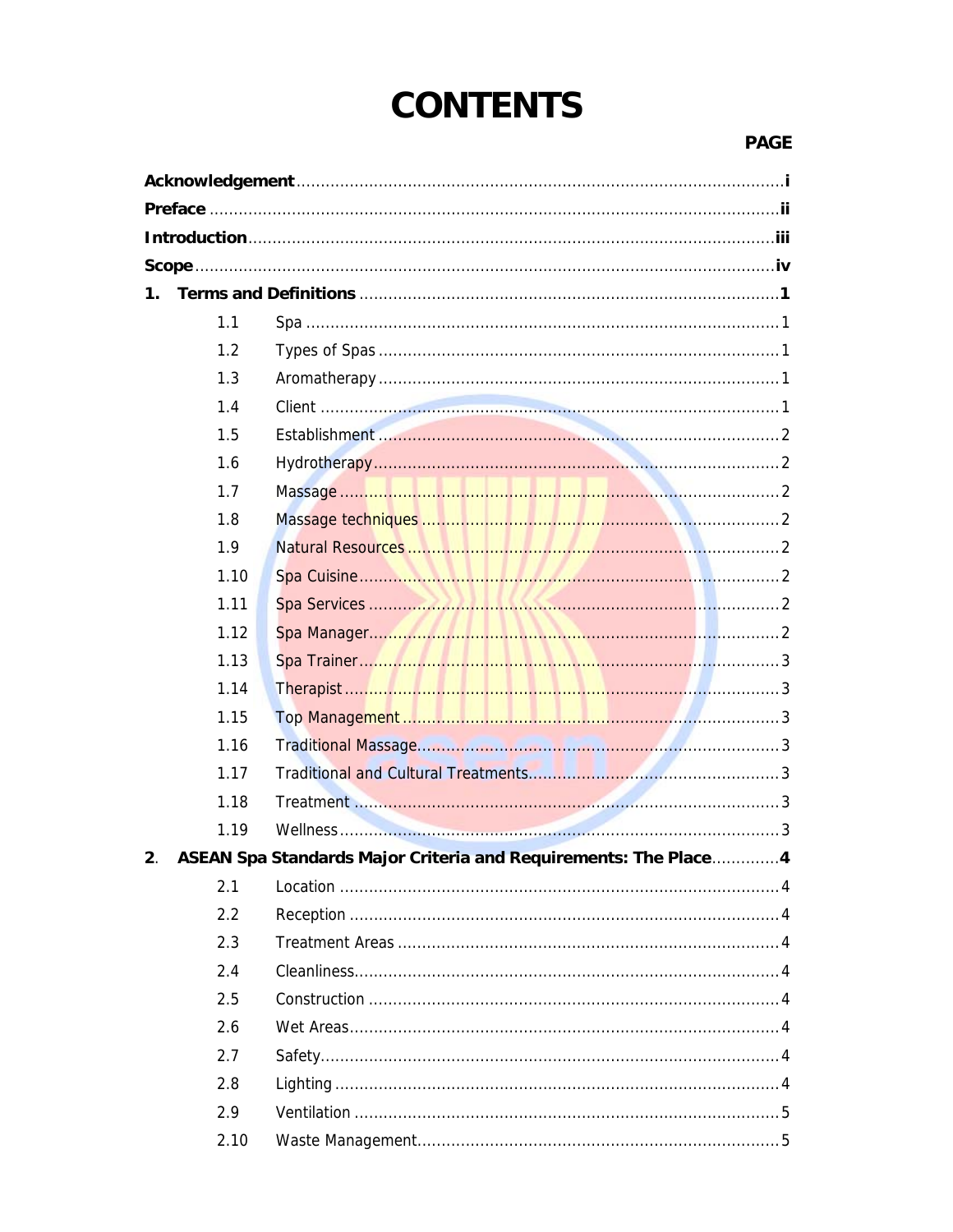# CONTENTS

**PAGE**

**Acknowledgement** .......... **i**

**Preface** .......... **ii**

**Introduction** .......... **iii**

**Scope** .......... **iv**

**1. Terms and Definitions** .......... **1**

- 1.1 Spa .......... 1
- 1.2 Types of Spas .......... 1
- 1.3 Aromatherapy .......... 1
- 1.4 Client .......... 1
- 1.5 Establishment .......... 2
- 1.6 Hydrotherapy .......... 2
- 1.7 Massage .......... 2
- 1.8 Massage techniques .......... 2
- 1.9 Natural Resources .......... 2
- 1.10 Spa Cuisine .......... 2
- 1.11 Spa Services .......... 2
- 1.12 Spa Manager .......... 2
- 1.13 Spa Trainer .......... 3
- 1.14 Therapist .......... 3
- 1.15 Top Management .......... 3
- 1.16 Traditional Massage .......... 3
- 1.17 Traditional and Cultural Treatments .......... 3
- 1.18 Treatment .......... 3
- 1.19 Wellness .......... 3

**2. ASEAN Spa Standards Major Criteria and Requirements: The Place** .......... **4**

- 2.1 Location .......... 4
- 2.2 Reception .......... 4
- 2.3 Treatment Areas .......... 4
- 2.4 Cleanliness .......... 4
- 2.5 Construction .......... 4
- 2.6 Wet Areas .......... 4
- 2.7 Safety .......... 4
- 2.8 Lighting .......... 4
- 2.9 Ventilation .......... 5
- 2.10 Waste Management .......... 5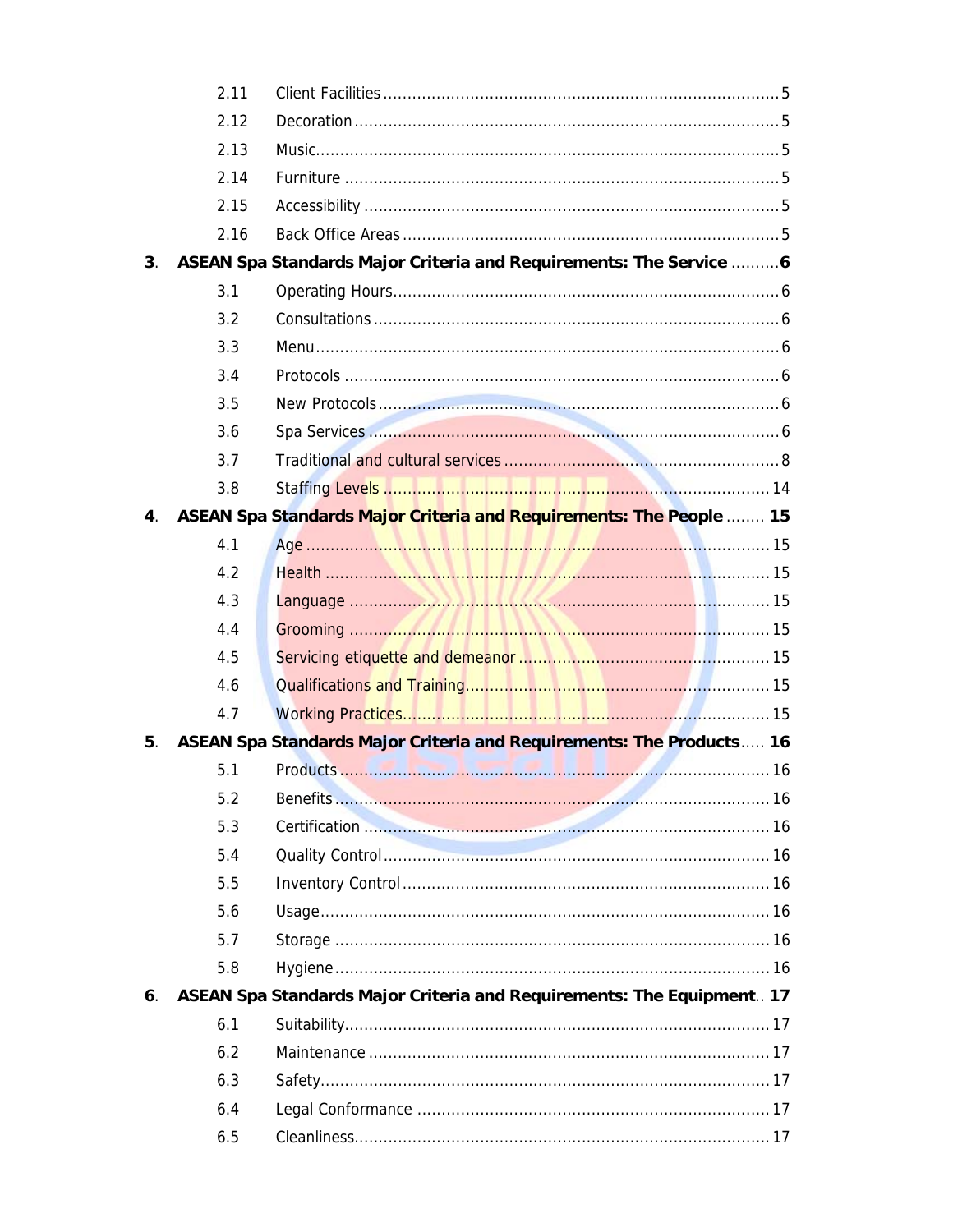2.11 Client Facilities ........................................................................ 5

2.12 Decoration ........................................................................ 5

2.13 Music ........................................................................ 5

2.14 Furniture ........................................................................ 5

2.15 Accessibility ........................................................................ 5

2.16 Back Office Areas ........................................................................ 5

**3. ASEAN Spa Standards Major Criteria and Requirements: The Service .......... 6**

3.1 Operating Hours ........................................................................ 6

3.2 Consultations ........................................................................ 6

3.3 Menu ........................................................................ 6

3.4 Protocols ........................................................................ 6

3.5 New Protocols ........................................................................ 6

3.6 Spa Services ........................................................................ 6

3.7 Traditional and cultural services ........................................................................ 8

3.8 Staffing Levels ........................................................................ 14

**4. ASEAN Spa Standards Major Criteria and Requirements: The People ........ 15**

4.1 Age ........................................................................ 15

4.2 Health ........................................................................ 15

4.3 Language ........................................................................ 15

4.4 Grooming ........................................................................ 15

4.5 Servicing etiquette and demeanor ........................................................................ 15

4.6 Qualifications and Training ........................................................................ 15

4.7 Working Practices ........................................................................ 15

**5. ASEAN Spa Standards Major Criteria and Requirements: The Products ..... 16**

5.1 Products ........................................................................ 16

5.2 Benefits ........................................................................ 16

5.3 Certification ........................................................................ 16

5.4 Quality Control ........................................................................ 16

5.5 Inventory Control ........................................................................ 16

5.6 Usage ........................................................................ 16

5.7 Storage ........................................................................ 16

5.8 Hygiene ........................................................................ 16

**6. ASEAN Spa Standards Major Criteria and Requirements: The Equipment .. 17**

6.1 Suitability ........................................................................ 17

6.2 Maintenance ........................................................................ 17

6.3 Safety ........................................................................ 17

6.4 Legal Conformance ........................................................................ 17

6.5 Cleanliness ........................................................................ 17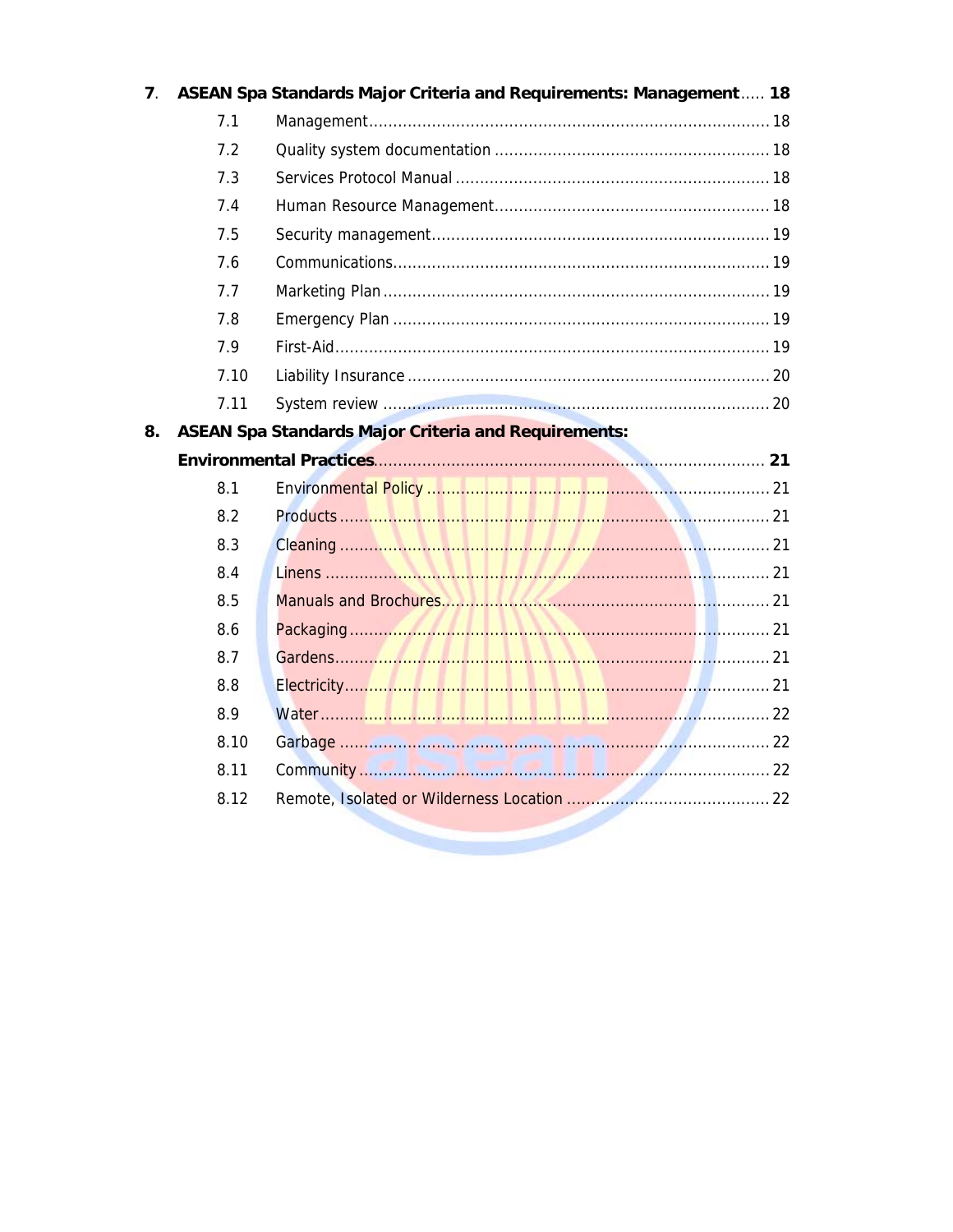**7. ASEAN Spa Standards Major Criteria and Requirements: Management ..... 18**

- 7.1 Management ..... 18
- 7.2 Quality system documentation ..... 18
- 7.3 Services Protocol Manual ..... 18
- 7.4 Human Resource Management ..... 18
- 7.5 Security management ..... 19
- 7.6 Communications ..... 19
- 7.7 Marketing Plan ..... 19
- 7.8 Emergency Plan ..... 19
- 7.9 First-Aid ..... 19
- 7.10 Liability Insurance ..... 20
- 7.11 System review ..... 20

**8. ASEAN Spa Standards Major Criteria and Requirements: Environmental Practices ..... 21**

- 8.1 Environmental Policy ..... 21
- 8.2 Products ..... 21
- 8.3 Cleaning ..... 21
- 8.4 Linens ..... 21
- 8.5 Manuals and Brochures ..... 21
- 8.6 Packaging ..... 21
- 8.7 Gardens ..... 21
- 8.8 Electricity ..... 21
- 8.9 Water ..... 22
- 8.10 Garbage ..... 22
- 8.11 Community ..... 22
- 8.12 Remote, Isolated or Wilderness Location ..... 22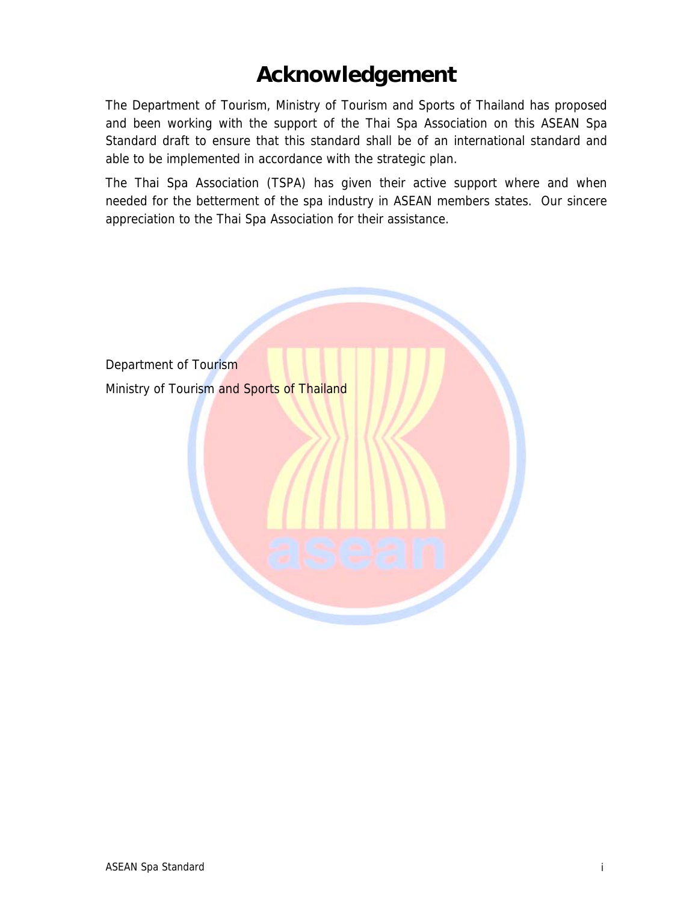# Acknowledgement

The Department of Tourism, Ministry of Tourism and Sports of Thailand has proposed and been working with the support of the Thai Spa Association on this ASEAN Spa Standard draft to ensure that this standard shall be of an international standard and able to be implemented in accordance with the strategic plan.

The Thai Spa Association (TSPA) has given their active support where and when needed for the betterment of the spa industry in ASEAN members states. Our sincere appreciation to the Thai Spa Association for their assistance.

Department of Tourism

Ministry of Tourism and Sports of Thailand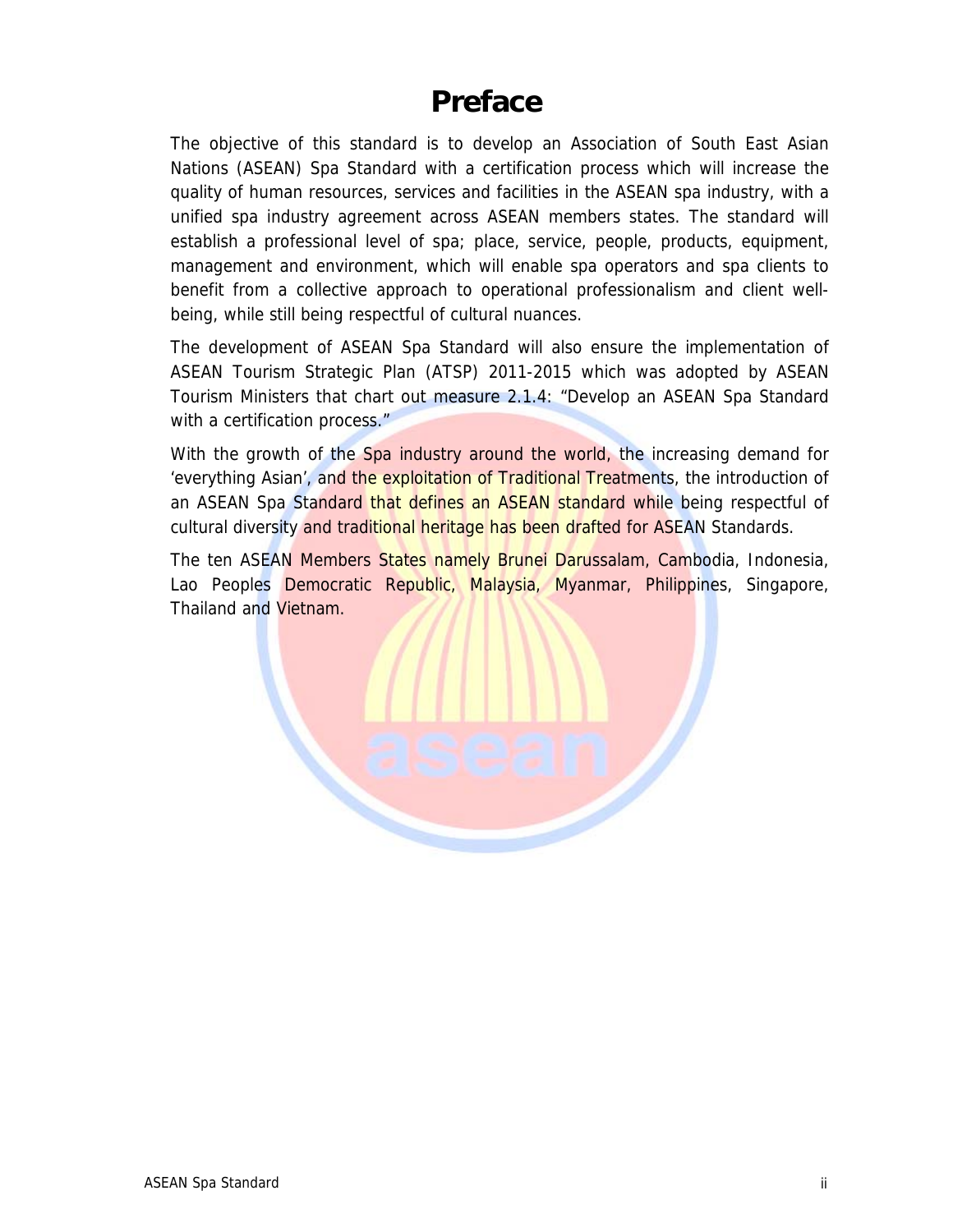# Preface

The objective of this standard is to develop an Association of South East Asian Nations (ASEAN) Spa Standard with a certification process which will increase the quality of human resources, services and facilities in the ASEAN spa industry, with a unified spa industry agreement across ASEAN members states. The standard will establish a professional level of spa; place, service, people, products, equipment, management and environment, which will enable spa operators and spa clients to benefit from a collective approach to operational professionalism and client well-being, while still being respectful of cultural nuances.

The development of ASEAN Spa Standard will also ensure the implementation of ASEAN Tourism Strategic Plan (ATSP) 2011-2015 which was adopted by ASEAN Tourism Ministers that chart out measure 2.1.4: "Develop an ASEAN Spa Standard with a certification process."

With the growth of the Spa industry around the world, the increasing demand for 'everything Asian', and the exploitation of Traditional Treatments, the introduction of an ASEAN Spa Standard that defines an ASEAN standard while being respectful of cultural diversity and traditional heritage has been drafted for ASEAN Standards.

The ten ASEAN Members States namely Brunei Darussalam, Cambodia, Indonesia, Lao Peoples Democratic Republic, Malaysia, Myanmar, Philippines, Singapore, Thailand and Vietnam.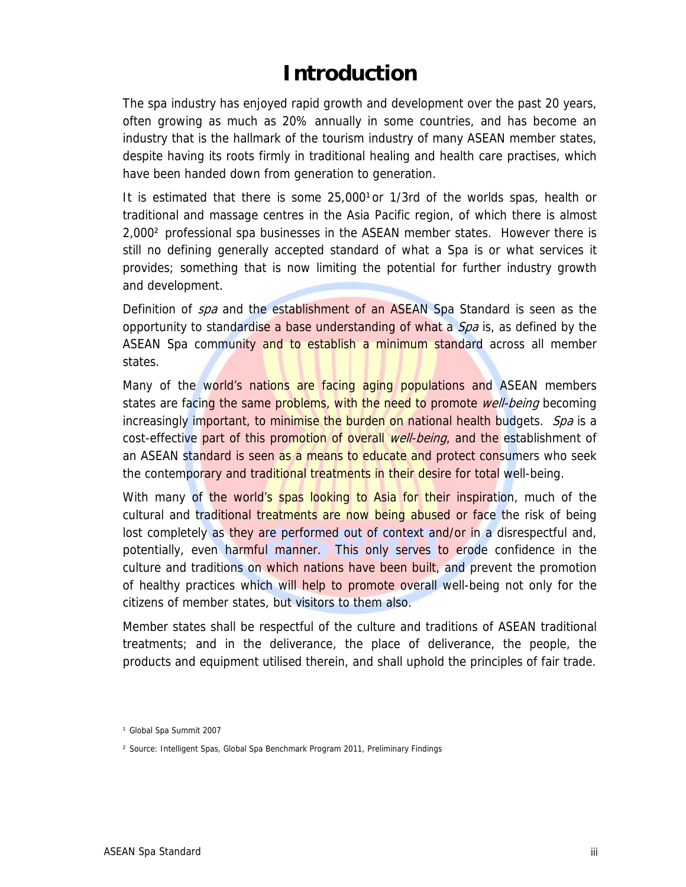# Introduction

The spa industry has enjoyed rapid growth and development over the past 20 years, often growing as much as 20% annually in some countries, and has become an industry that is the hallmark of the tourism industry of many ASEAN member states, despite having its roots firmly in traditional healing and health care practises, which have been handed down from generation to generation.

It is estimated that there is some 25,000[1] or 1/3rd of the worlds spas, health or traditional and massage centres in the Asia Pacific region, of which there is almost 2,000[2] professional spa businesses in the ASEAN member states. However there is still no defining generally accepted standard of what a Spa is or what services it provides; something that is now limiting the potential for further industry growth and development.

Definition of *spa* and the establishment of an ASEAN Spa Standard is seen as the opportunity to standardise a base understanding of what a *Spa* is, as defined by the ASEAN Spa community and to establish a minimum standard across all member states.

Many of the world's nations are facing aging populations and ASEAN members states are facing the same problems, with the need to promote *well-being* becoming increasingly important, to minimise the burden on national health budgets. *Spa* is a cost-effective part of this promotion of overall *well-being*, and the establishment of an ASEAN standard is seen as a means to educate and protect consumers who seek the contemporary and traditional treatments in their desire for total well-being.

With many of the world's spas looking to Asia for their inspiration, much of the cultural and traditional treatments are now being abused or face the risk of being lost completely as they are performed out of context and/or in a disrespectful and, potentially, even harmful manner. This only serves to erode confidence in the culture and traditions on which nations have been built, and prevent the promotion of healthy practices which will help to promote overall well-being not only for the citizens of member states, but visitors to them also.

Member states shall be respectful of the culture and traditions of ASEAN traditional treatments; and in the deliverance, the place of deliverance, the people, the products and equipment utilised therein, and shall uphold the principles of fair trade.

[1] Global Spa Summit 2007

[2] Source: Intelligent Spas, Global Spa Benchmark Program 2011, Preliminary Findings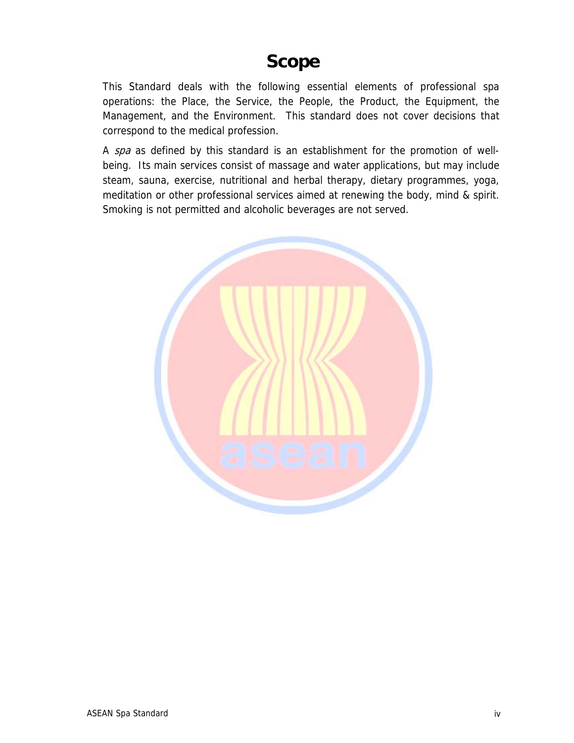# Scope

This Standard deals with the following essential elements of professional spa operations: the Place, the Service, the People, the Product, the Equipment, the Management, and the Environment. This standard does not cover decisions that correspond to the medical profession.

A *spa* as defined by this standard is an establishment for the promotion of well-being. Its main services consist of massage and water applications, but may include steam, sauna, exercise, nutritional and herbal therapy, dietary programmes, yoga, meditation or other professional services aimed at renewing the body, mind & spirit. Smoking is not permitted and alcoholic beverages are not served.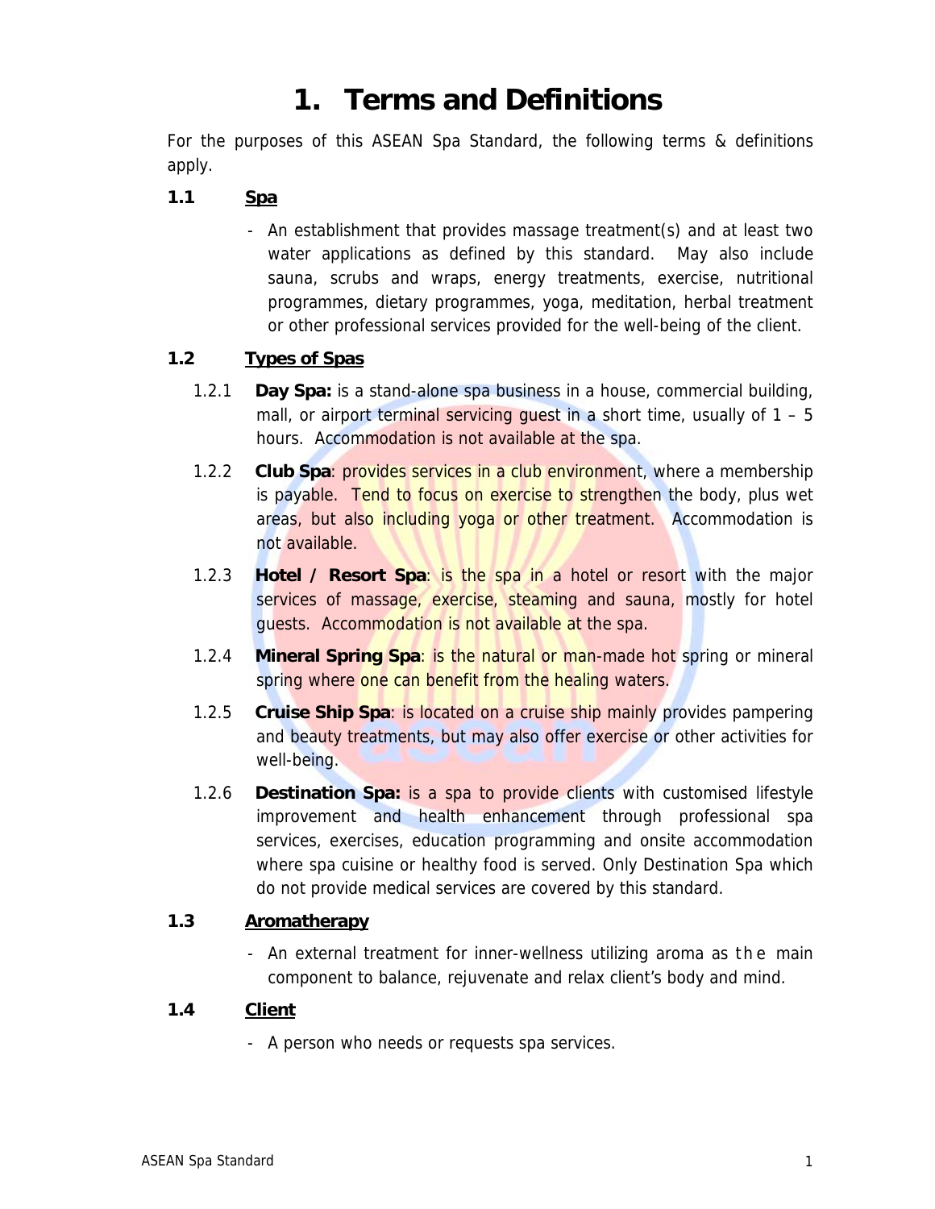# 1. Terms and Definitions

For the purposes of this ASEAN Spa Standard, the following terms & definitions apply.

## 1.1 Spa

- An establishment that provides massage treatment(s) and at least two water applications as defined by this standard. May also include sauna, scrubs and wraps, energy treatments, exercise, nutritional programmes, dietary programmes, yoga, meditation, herbal treatment or other professional services provided for the well-being of the client.

## 1.2 Types of Spas

1.2.1 **Day Spa:** is a stand-alone spa business in a house, commercial building, mall, or airport terminal servicing guest in a short time, usually of 1 – 5 hours. Accommodation is not available at the spa.

1.2.2 **Club Spa**: provides services in a club environment, where a membership is payable. Tend to focus on exercise to strengthen the body, plus wet areas, but also including yoga or other treatment. Accommodation is not available.

1.2.3 **Hotel / Resort Spa**: is the spa in a hotel or resort with the major services of massage, exercise, steaming and sauna, mostly for hotel guests. Accommodation is not available at the spa.

1.2.4 **Mineral Spring Spa**: is the natural or man-made hot spring or mineral spring where one can benefit from the healing waters.

1.2.5 **Cruise Ship Spa**: is located on a cruise ship mainly provides pampering and beauty treatments, but may also offer exercise or other activities for well-being.

1.2.6 **Destination Spa:** is a spa to provide clients with customised lifestyle improvement and health enhancement through professional spa services, exercises, education programming and onsite accommodation where spa cuisine or healthy food is served. Only Destination Spa which do not provide medical services are covered by this standard.

## 1.3 Aromatherapy

- An external treatment for inner-wellness utilizing aroma as the main component to balance, rejuvenate and relax client's body and mind.

## 1.4 Client

- A person who needs or requests spa services.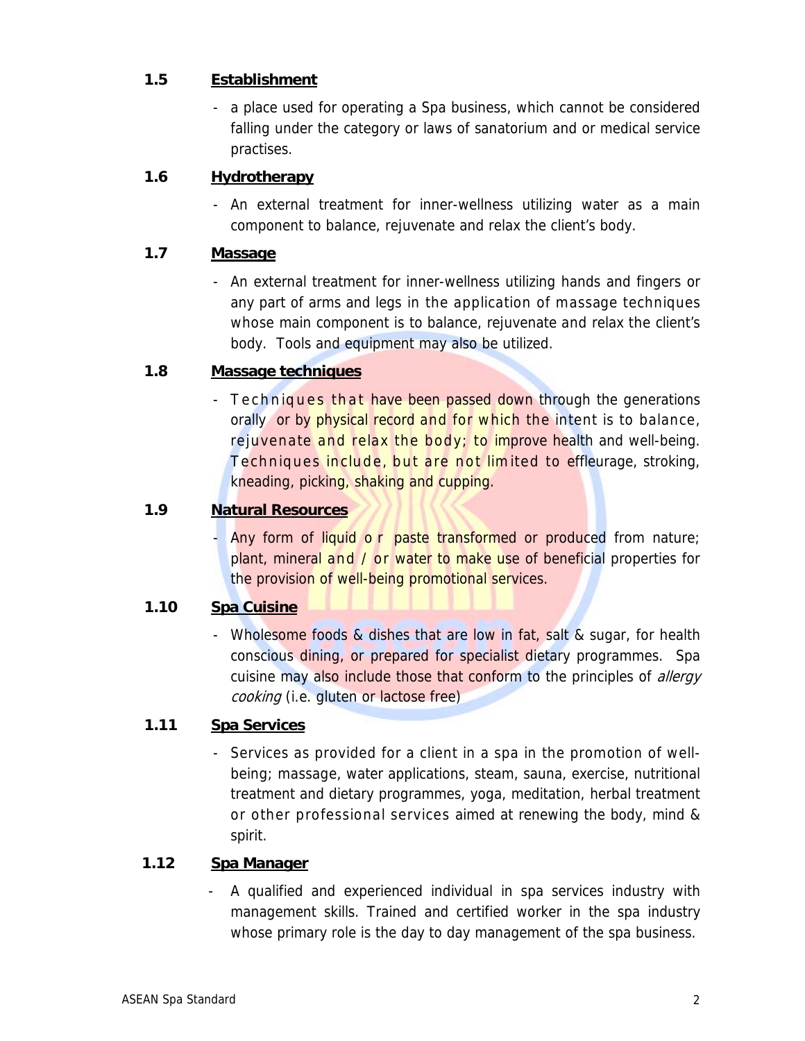**1.5 Establishment**

- a place used for operating a Spa business, which cannot be considered falling under the category or laws of sanatorium and or medical service practises.

**1.6 Hydrotherapy**

- An external treatment for inner-wellness utilizing water as a main component to balance, rejuvenate and relax the client's body.

**1.7 Massage**

- An external treatment for inner-wellness utilizing hands and fingers or any part of arms and legs in the application of massage techniques whose main component is to balance, rejuvenate and relax the client's body. Tools and equipment may also be utilized.

**1.8 Massage techniques**

- Techniques that have been passed down through the generations orally or by physical record and for which the intent is to balance, rejuvenate and relax the body; to improve health and well-being. Techniques include, but are not limited to effleurage, stroking, kneading, picking, shaking and cupping.

**1.9 Natural Resources**

- Any form of liquid or paste transformed or produced from nature; plant, mineral and / or water to make use of beneficial properties for the provision of well-being promotional services.

**1.10 Spa Cuisine**

- Wholesome foods & dishes that are low in fat, salt & sugar, for health conscious dining, or prepared for specialist dietary programmes. Spa cuisine may also include those that conform to the principles of *allergy cooking* (i.e. gluten or lactose free)

**1.11 Spa Services**

- Services as provided for a client in a spa in the promotion of well-being; massage, water applications, steam, sauna, exercise, nutritional treatment and dietary programmes, yoga, meditation, herbal treatment or other professional services aimed at renewing the body, mind & spirit.

**1.12 Spa Manager**

- A qualified and experienced individual in spa services industry with management skills. Trained and certified worker in the spa industry whose primary role is the day to day management of the spa business.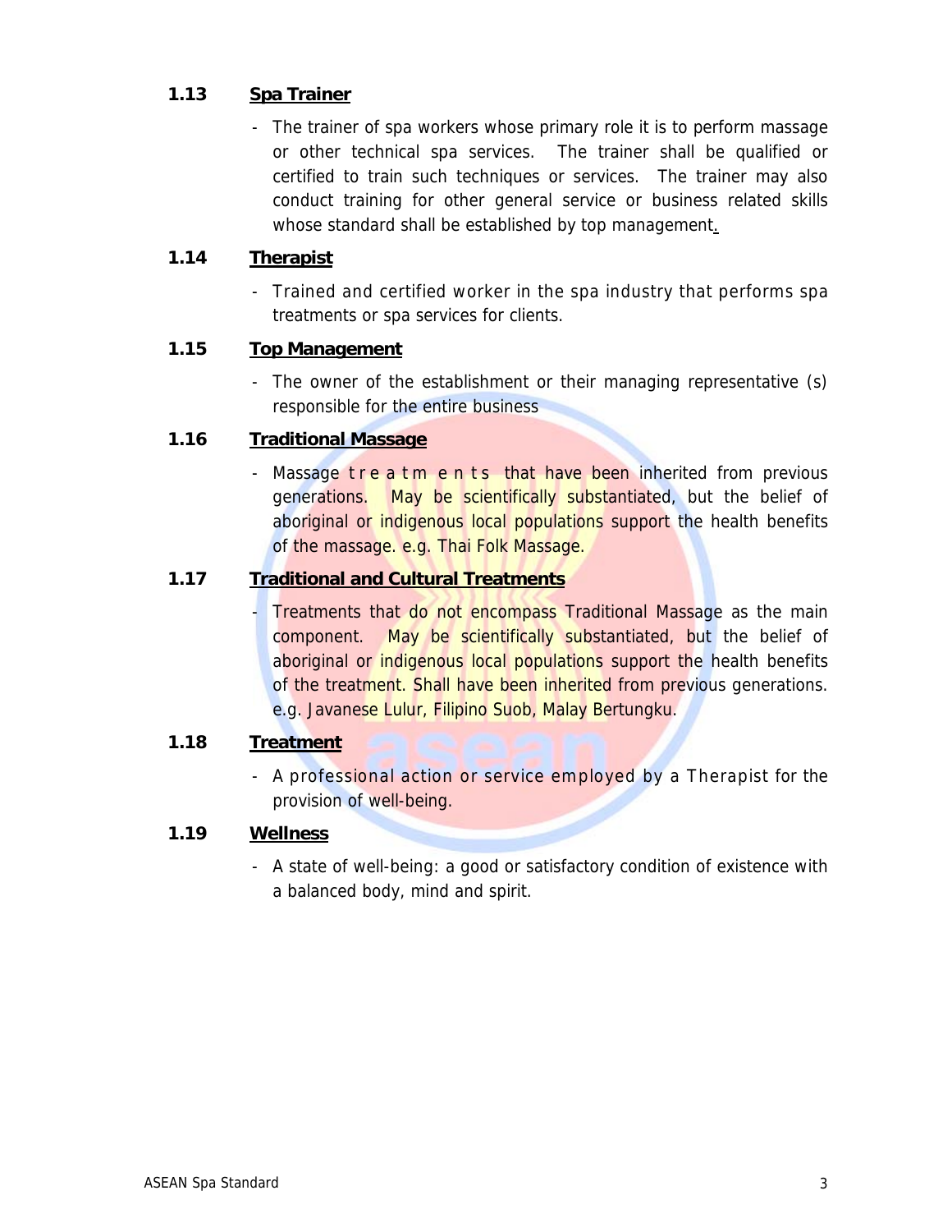### 1.13 Spa Trainer

- The trainer of spa workers whose primary role it is to perform massage or other technical spa services. The trainer shall be qualified or certified to train such techniques or services. The trainer may also conduct training for other general service or business related skills whose standard shall be established by top management.

### 1.14 Therapist

- Trained and certified worker in the spa industry that performs spa treatments or spa services for clients.

### 1.15 Top Management

- The owner of the establishment or their managing representative (s) responsible for the entire business

### 1.16 Traditional Massage

- Massage treatments that have been inherited from previous generations. May be scientifically substantiated, but the belief of aboriginal or indigenous local populations support the health benefits of the massage. e.g. Thai Folk Massage.

### 1.17 Traditional and Cultural Treatments

- Treatments that do not encompass Traditional Massage as the main component. May be scientifically substantiated, but the belief of aboriginal or indigenous local populations support the health benefits of the treatment. Shall have been inherited from previous generations. e.g. Javanese Lulur, Filipino Suob, Malay Bertungku.

### 1.18 Treatment

- A professional action or service employed by a Therapist for the provision of well-being.

### 1.19 Wellness

- A state of well-being: a good or satisfactory condition of existence with a balanced body, mind and spirit.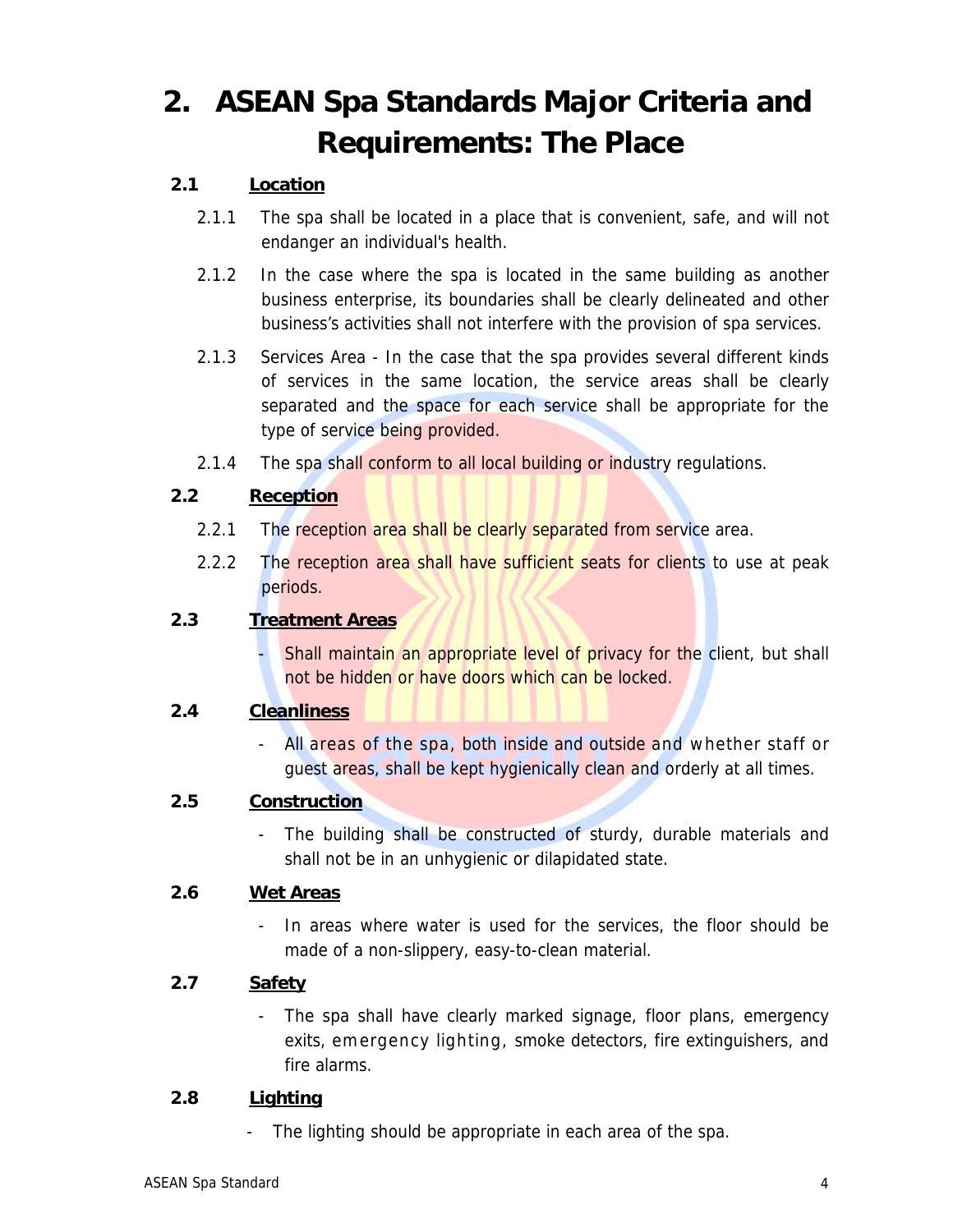# 2. ASEAN Spa Standards Major Criteria and Requirements: The Place

## 2.1 Location

2.1.1 The spa shall be located in a place that is convenient, safe, and will not endanger an individual's health.

2.1.2 In the case where the spa is located in the same building as another business enterprise, its boundaries shall be clearly delineated and other business's activities shall not interfere with the provision of spa services.

2.1.3 Services Area - In the case that the spa provides several different kinds of services in the same location, the service areas shall be clearly separated and the space for each service shall be appropriate for the type of service being provided.

2.1.4 The spa shall conform to all local building or industry regulations.

## 2.2 Reception

2.2.1 The reception area shall be clearly separated from service area.

2.2.2 The reception area shall have sufficient seats for clients to use at peak periods.

## 2.3 Treatment Areas

- Shall maintain an appropriate level of privacy for the client, but shall not be hidden or have doors which can be locked.

## 2.4 Cleanliness

- All areas of the spa, both inside and outside and whether staff or guest areas, shall be kept hygienically clean and orderly at all times.

## 2.5 Construction

- The building shall be constructed of sturdy, durable materials and shall not be in an unhygienic or dilapidated state.

## 2.6 Wet Areas

- In areas where water is used for the services, the floor should be made of a non-slippery, easy-to-clean material.

## 2.7 Safety

- The spa shall have clearly marked signage, floor plans, emergency exits, emergency lighting, smoke detectors, fire extinguishers, and fire alarms.

## 2.8 Lighting

- The lighting should be appropriate in each area of the spa.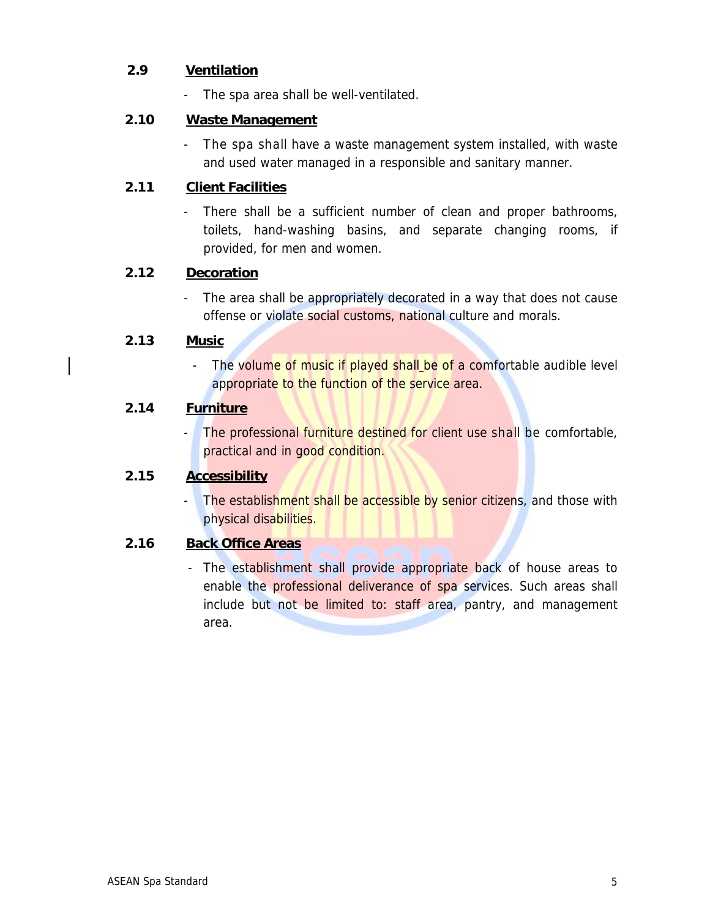### 2.9 Ventilation

- The spa area shall be well-ventilated.

### 2.10 Waste Management

- The spa shall have a waste management system installed, with waste and used water managed in a responsible and sanitary manner.

### 2.11 Client Facilities

- There shall be a sufficient number of clean and proper bathrooms, toilets, hand-washing basins, and separate changing rooms, if provided, for men and women.

### 2.12 Decoration

- The area shall be appropriately decorated in a way that does not cause offense or violate social customs, national culture and morals.

### 2.13 Music

- The volume of music if played shall be of a comfortable audible level appropriate to the function of the service area.

### 2.14 Furniture

- The professional furniture destined for client use shall be comfortable, practical and in good condition.

### 2.15 Accessibility

- The establishment shall be accessible by senior citizens, and those with physical disabilities.

### 2.16 Back Office Areas

- The establishment shall provide appropriate back of house areas to enable the professional deliverance of spa services. Such areas shall include but not be limited to: staff area, pantry, and management area.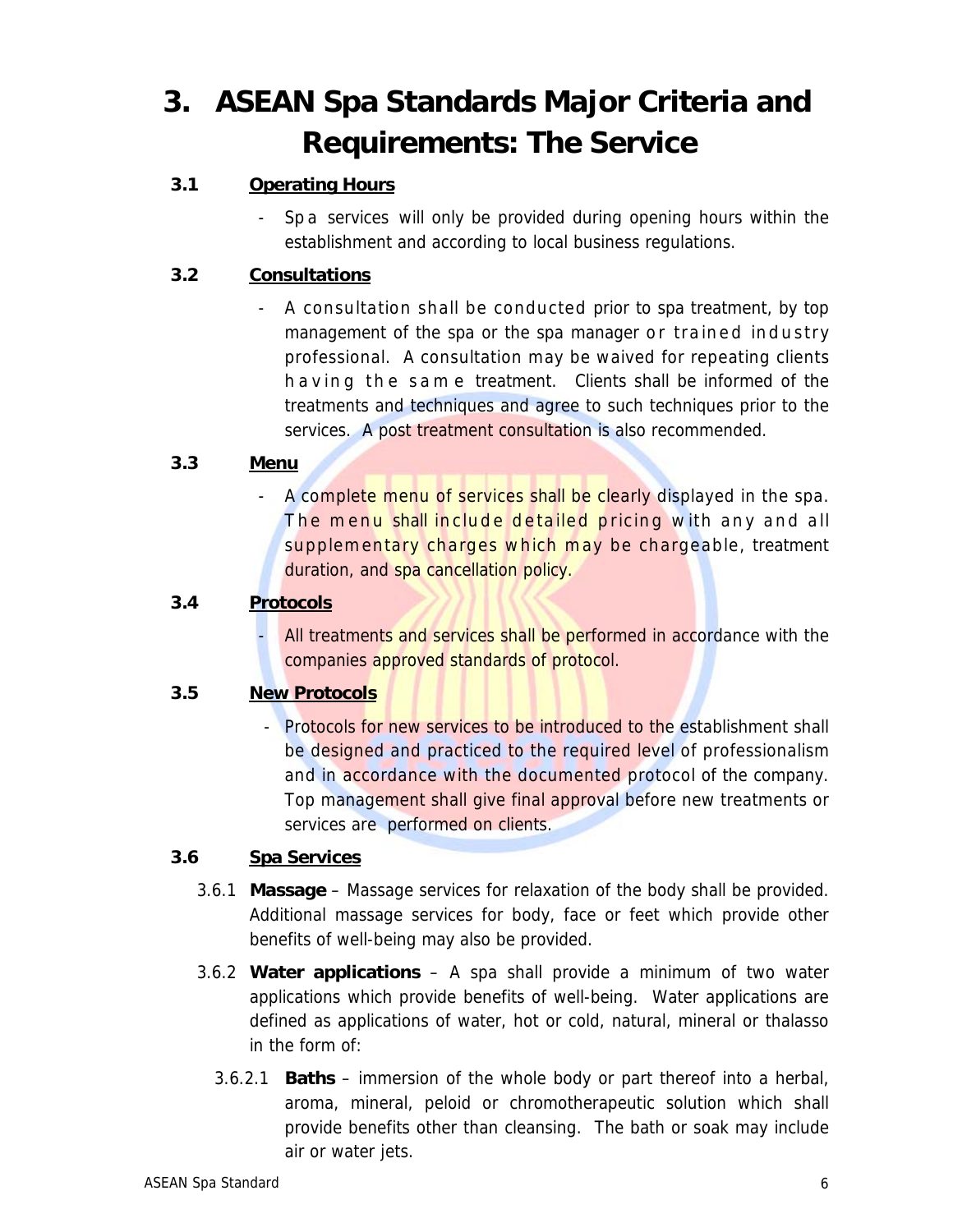# 3. ASEAN Spa Standards Major Criteria and Requirements: The Service

## 3.1 Operating Hours

- Spa services will only be provided during opening hours within the establishment and according to local business regulations.

## 3.2 Consultations

- A consultation shall be conducted prior to spa treatment, by top management of the spa or the spa manager or trained industry professional. A consultation may be waived for repeating clients having the same treatment. Clients shall be informed of the treatments and techniques and agree to such techniques prior to the services. A post treatment consultation is also recommended.

## 3.3 Menu

- A complete menu of services shall be clearly displayed in the spa. The menu shall include detailed pricing with any and all supplementary charges which may be chargeable, treatment duration, and spa cancellation policy.

## 3.4 Protocols

- All treatments and services shall be performed in accordance with the companies approved standards of protocol.

## 3.5 New Protocols

- Protocols for new services to be introduced to the establishment shall be designed and practiced to the required level of professionalism and in accordance with the documented protocol of the company. Top management shall give final approval before new treatments or services are performed on clients.

## 3.6 Spa Services

3.6.1 **Massage** – Massage services for relaxation of the body shall be provided. Additional massage services for body, face or feet which provide other benefits of well-being may also be provided.

3.6.2 **Water applications** – A spa shall provide a minimum of two water applications which provide benefits of well-being. Water applications are defined as applications of water, hot or cold, natural, mineral or thalasso in the form of:

3.6.2.1 **Baths** – immersion of the whole body or part thereof into a herbal, aroma, mineral, peloid or chromotherapeutic solution which shall provide benefits other than cleansing. The bath or soak may include air or water jets.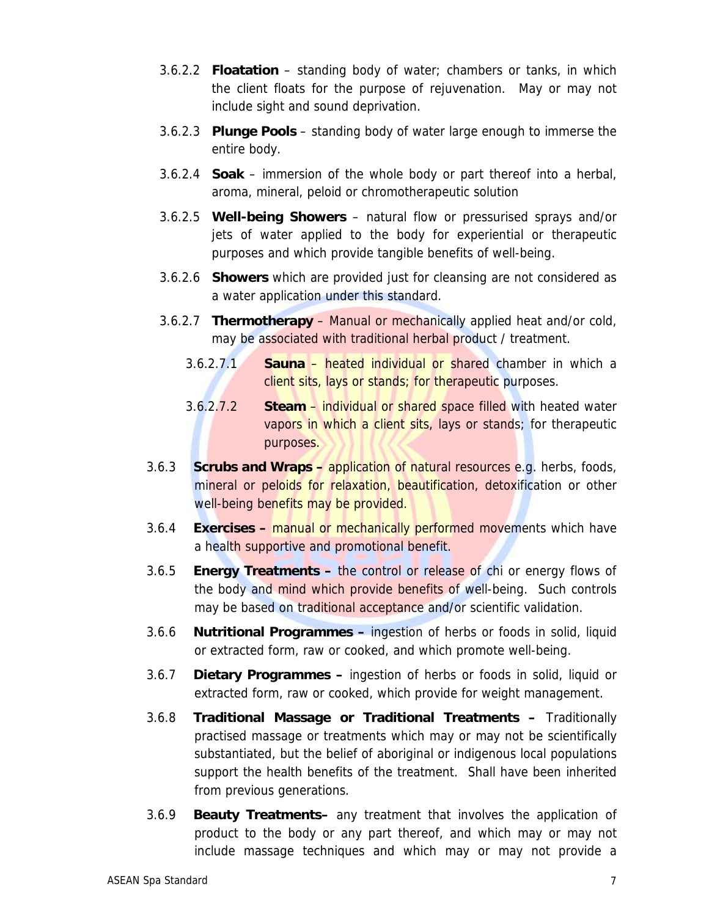3.6.2.2 **Floatation** – standing body of water; chambers or tanks, in which the client floats for the purpose of rejuvenation. May or may not include sight and sound deprivation.

3.6.2.3 **Plunge Pools** – standing body of water large enough to immerse the entire body.

3.6.2.4 **Soak** – immersion of the whole body or part thereof into a herbal, aroma, mineral, peloid or chromotherapeutic solution

3.6.2.5 **Well-being Showers** – natural flow or pressurised sprays and/or jets of water applied to the body for experiential or therapeutic purposes and which provide tangible benefits of well-being.

3.6.2.6 **Showers** which are provided just for cleansing are not considered as a water application under this standard.

3.6.2.7 **Thermotherapy** – Manual or mechanically applied heat and/or cold, may be associated with traditional herbal product / treatment.

3.6.2.7.1 **Sauna** – heated individual or shared chamber in which a client sits, lays or stands; for therapeutic purposes.

3.6.2.7.2 **Steam** – individual or shared space filled with heated water vapors in which a client sits, lays or stands; for therapeutic purposes.

3.6.3 **Scrubs and Wraps –** application of natural resources e.g. herbs, foods, mineral or peloids for relaxation, beautification, detoxification or other well-being benefits may be provided.

3.6.4 **Exercises –** manual or mechanically performed movements which have a health supportive and promotional benefit.

3.6.5 **Energy Treatments –** the control or release of chi or energy flows of the body and mind which provide benefits of well-being. Such controls may be based on traditional acceptance and/or scientific validation.

3.6.6 **Nutritional Programmes –** ingestion of herbs or foods in solid, liquid or extracted form, raw or cooked, and which promote well-being.

3.6.7 **Dietary Programmes –** ingestion of herbs or foods in solid, liquid or extracted form, raw or cooked, which provide for weight management.

3.6.8 **Traditional Massage or Traditional Treatments –** Traditionally practised massage or treatments which may or may not be scientifically substantiated, but the belief of aboriginal or indigenous local populations support the health benefits of the treatment. Shall have been inherited from previous generations.

3.6.9 **Beauty Treatments–** any treatment that involves the application of product to the body or any part thereof, and which may or may not include massage techniques and which may or may not provide a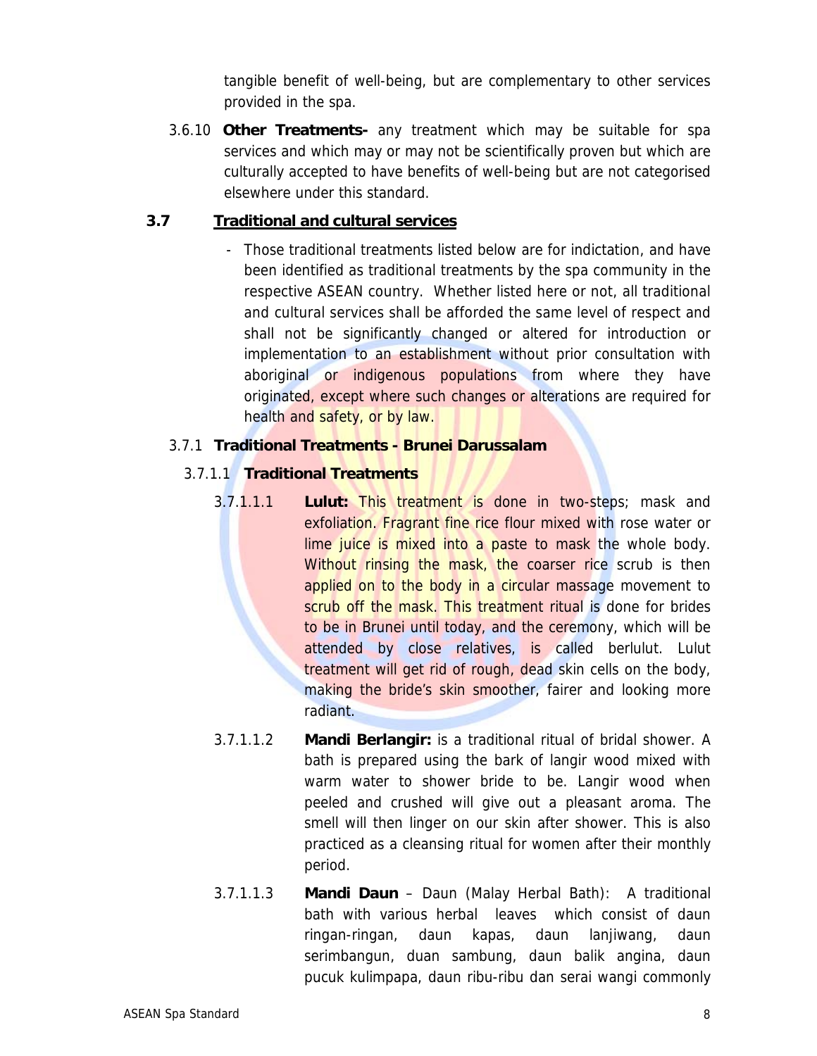tangible benefit of well-being, but are complementary to other services provided in the spa.

3.6.10 **Other Treatments-** any treatment which may be suitable for spa services and which may or may not be scientifically proven but which are culturally accepted to have benefits of well-being but are not categorised elsewhere under this standard.

## 3.7 Traditional and cultural services

- Those traditional treatments listed below are for indictation, and have been identified as traditional treatments by the spa community in the respective ASEAN country. Whether listed here or not, all traditional and cultural services shall be afforded the same level of respect and shall not be significantly changed or altered for introduction or implementation to an establishment without prior consultation with aboriginal or indigenous populations from where they have originated, except where such changes or alterations are required for health and safety, or by law.

### 3.7.1 Traditional Treatments - Brunei Darussalam

#### 3.7.1.1 Traditional Treatments

3.7.1.1.1 **Lulut:** This treatment is done in two-steps; mask and exfoliation. Fragrant fine rice flour mixed with rose water or lime juice is mixed into a paste to mask the whole body. Without rinsing the mask, the coarser rice scrub is then applied on to the body in a circular massage movement to scrub off the mask. This treatment ritual is done for brides to be in Brunei until today, and the ceremony, which will be attended by close relatives, is called berlulut. Lulut treatment will get rid of rough, dead skin cells on the body, making the bride's skin smoother, fairer and looking more radiant.

3.7.1.1.2 **Mandi Berlangir:** is a traditional ritual of bridal shower. A bath is prepared using the bark of langir wood mixed with warm water to shower bride to be. Langir wood when peeled and crushed will give out a pleasant aroma. The smell will then linger on our skin after shower. This is also practiced as a cleansing ritual for women after their monthly period.

3.7.1.1.3 **Mandi Daun** – Daun (Malay Herbal Bath): A traditional bath with various herbal leaves which consist of daun ringan-ringan, daun kapas, daun lanjiwang, daun serimbangun, duan sambung, daun balik angina, daun pucuk kulimpapa, daun ribu-ribu dan serai wangi commonly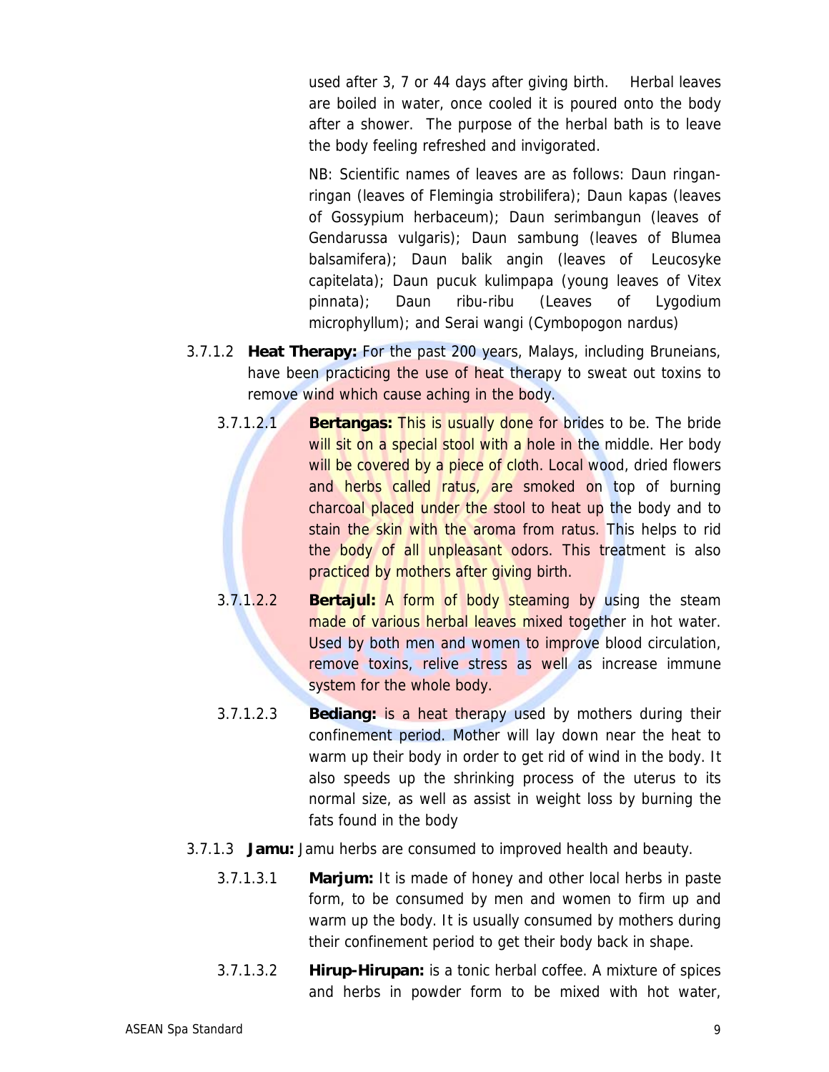used after 3, 7 or 44 days after giving birth. Herbal leaves are boiled in water, once cooled it is poured onto the body after a shower. The purpose of the herbal bath is to leave the body feeling refreshed and invigorated.

NB: Scientific names of leaves are as follows: Daun ringan-ringan (leaves of Flemingia strobilifera); Daun kapas (leaves of Gossypium herbaceum); Daun serimbangun (leaves of Gendarussa vulgaris); Daun sambung (leaves of Blumea balsamifera); Daun balik angin (leaves of Leucosyke capitelata); Daun pucuk kulimpapa (young leaves of Vitex pinnata); Daun ribu-ribu (Leaves of Lygodium microphyllum); and Serai wangi (Cymbopogon nardus)

3.7.1.2 **Heat Therapy:** For the past 200 years, Malays, including Bruneians, have been practicing the use of heat therapy to sweat out toxins to remove wind which cause aching in the body.

3.7.1.2.1 **Bertangas:** This is usually done for brides to be. The bride will sit on a special stool with a hole in the middle. Her body will be covered by a piece of cloth. Local wood, dried flowers and herbs called ratus, are smoked on top of burning charcoal placed under the stool to heat up the body and to stain the skin with the aroma from ratus. This helps to rid the body of all unpleasant odors. This treatment is also practiced by mothers after giving birth.

3.7.1.2.2 **Bertajul:** A form of body steaming by using the steam made of various herbal leaves mixed together in hot water. Used by both men and women to improve blood circulation, remove toxins, relive stress as well as increase immune system for the whole body.

3.7.1.2.3 **Bediang:** is a heat therapy used by mothers during their confinement period. Mother will lay down near the heat to warm up their body in order to get rid of wind in the body. It also speeds up the shrinking process of the uterus to its normal size, as well as assist in weight loss by burning the fats found in the body

3.7.1.3 **Jamu:** Jamu herbs are consumed to improved health and beauty.

3.7.1.3.1 **Marjum:** It is made of honey and other local herbs in paste form, to be consumed by men and women to firm up and warm up the body. It is usually consumed by mothers during their confinement period to get their body back in shape.

3.7.1.3.2 **Hirup-Hirupan:** is a tonic herbal coffee. A mixture of spices and herbs in powder form to be mixed with hot water,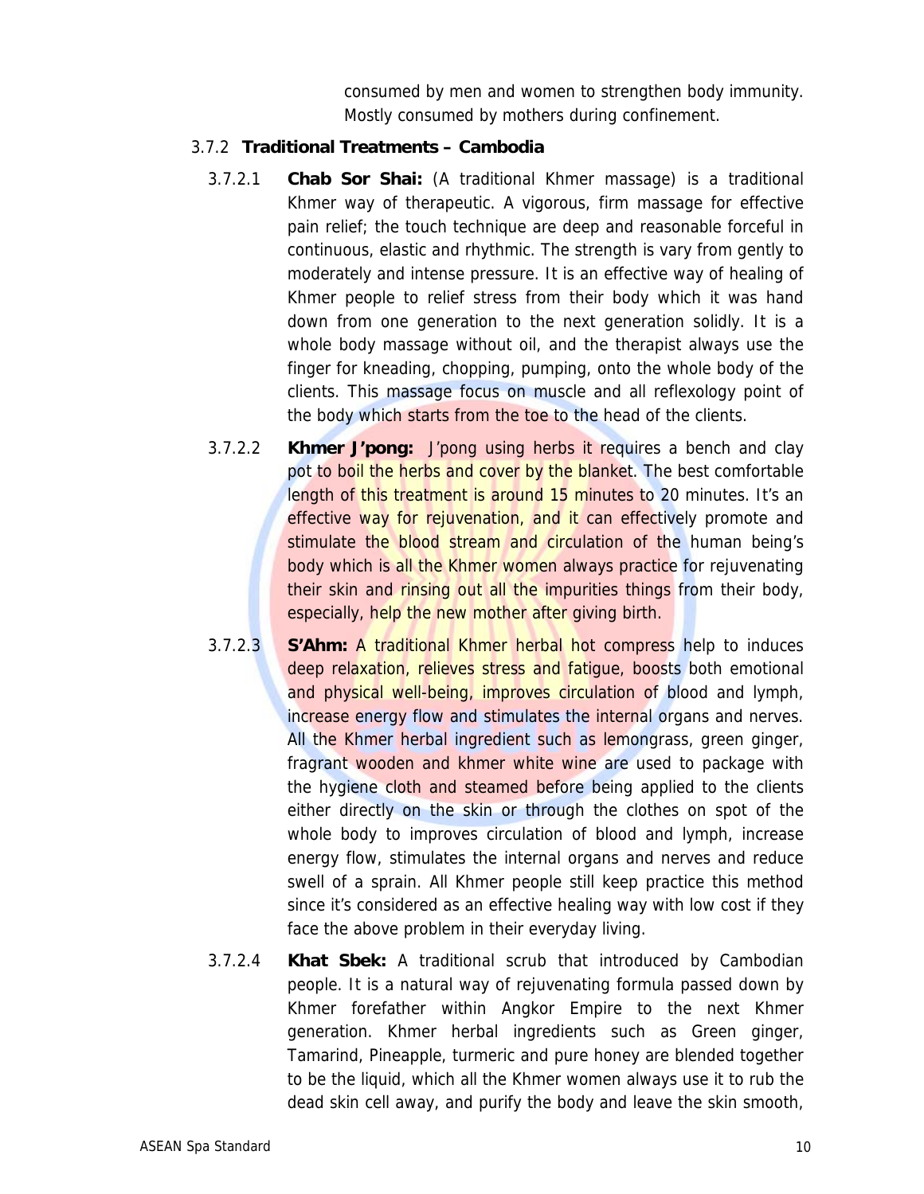consumed by men and women to strengthen body immunity. Mostly consumed by mothers during confinement.

### 3.7.2 Traditional Treatments – Cambodia

3.7.2.1 **Chab Sor Shai:** (A traditional Khmer massage) is a traditional Khmer way of therapeutic. A vigorous, firm massage for effective pain relief; the touch technique are deep and reasonable forceful in continuous, elastic and rhythmic. The strength is vary from gently to moderately and intense pressure. It is an effective way of healing of Khmer people to relief stress from their body which it was hand down from one generation to the next generation solidly. It is a whole body massage without oil, and the therapist always use the finger for kneading, chopping, pumping, onto the whole body of the clients. This massage focus on muscle and all reflexology point of the body which starts from the toe to the head of the clients.

3.7.2.2 **Khmer J'pong:** J'pong using herbs it requires a bench and clay pot to boil the herbs and cover by the blanket. The best comfortable length of this treatment is around 15 minutes to 20 minutes. It's an effective way for rejuvenation, and it can effectively promote and stimulate the blood stream and circulation of the human being's body which is all the Khmer women always practice for rejuvenating their skin and rinsing out all the impurities things from their body, especially, help the new mother after giving birth.

3.7.2.3 **S'Ahm:** A traditional Khmer herbal hot compress help to induces deep relaxation, relieves stress and fatigue, boosts both emotional and physical well-being, improves circulation of blood and lymph, increase energy flow and stimulates the internal organs and nerves. All the Khmer herbal ingredient such as lemongrass, green ginger, fragrant wooden and khmer white wine are used to package with the hygiene cloth and steamed before being applied to the clients either directly on the skin or through the clothes on spot of the whole body to improves circulation of blood and lymph, increase energy flow, stimulates the internal organs and nerves and reduce swell of a sprain. All Khmer people still keep practice this method since it's considered as an effective healing way with low cost if they face the above problem in their everyday living.

3.7.2.4 **Khat Sbek:** A traditional scrub that introduced by Cambodian people. It is a natural way of rejuvenating formula passed down by Khmer forefather within Angkor Empire to the next Khmer generation. Khmer herbal ingredients such as Green ginger, Tamarind, Pineapple, turmeric and pure honey are blended together to be the liquid, which all the Khmer women always use it to rub the dead skin cell away, and purify the body and leave the skin smooth,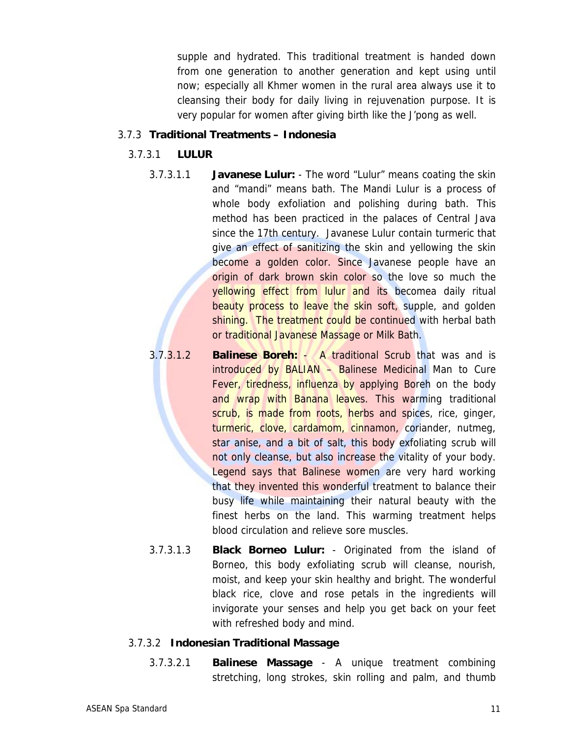supple and hydrated. This traditional treatment is handed down from one generation to another generation and kept using until now; especially all Khmer women in the rural area always use it to cleansing their body for daily living in rejuvenation purpose. It is very popular for women after giving birth like the J'pong as well.

### 3.7.3 Traditional Treatments – Indonesia

#### 3.7.3.1 LULUR

3.7.3.1.1 **Javanese Lulur:** - The word "Lulur" means coating the skin and "mandi" means bath. The Mandi Lulur is a process of whole body exfoliation and polishing during bath. This method has been practiced in the palaces of Central Java since the 17th century. Javanese Lulur contain turmeric that give an effect of sanitizing the skin and yellowing the skin become a golden color. Since Javanese people have an origin of dark brown skin color so the love so much the yellowing effect from lulur and its becomea daily ritual beauty process to leave the skin soft, supple, and golden shining. The treatment could be continued with herbal bath or traditional Javanese Massage or Milk Bath.

3.7.3.1.2 **Balinese Boreh:** - A traditional Scrub that was and is introduced by BALIAN – Balinese Medicinal Man to Cure Fever, tiredness, influenza by applying Boreh on the body and wrap with Banana leaves. This warming traditional scrub, is made from roots, herbs and spices, rice, ginger, turmeric, clove, cardamom, cinnamon, coriander, nutmeg, star anise, and a bit of salt, this body exfoliating scrub will not only cleanse, but also increase the vitality of your body. Legend says that Balinese women are very hard working that they invented this wonderful treatment to balance their busy life while maintaining their natural beauty with the finest herbs on the land. This warming treatment helps blood circulation and relieve sore muscles.

3.7.3.1.3 **Black Borneo Lulur:** - Originated from the island of Borneo, this body exfoliating scrub will cleanse, nourish, moist, and keep your skin healthy and bright. The wonderful black rice, clove and rose petals in the ingredients will invigorate your senses and help you get back on your feet with refreshed body and mind.

#### 3.7.3.2 Indonesian Traditional Massage

3.7.3.2.1 **Balinese Massage** - A unique treatment combining stretching, long strokes, skin rolling and palm, and thumb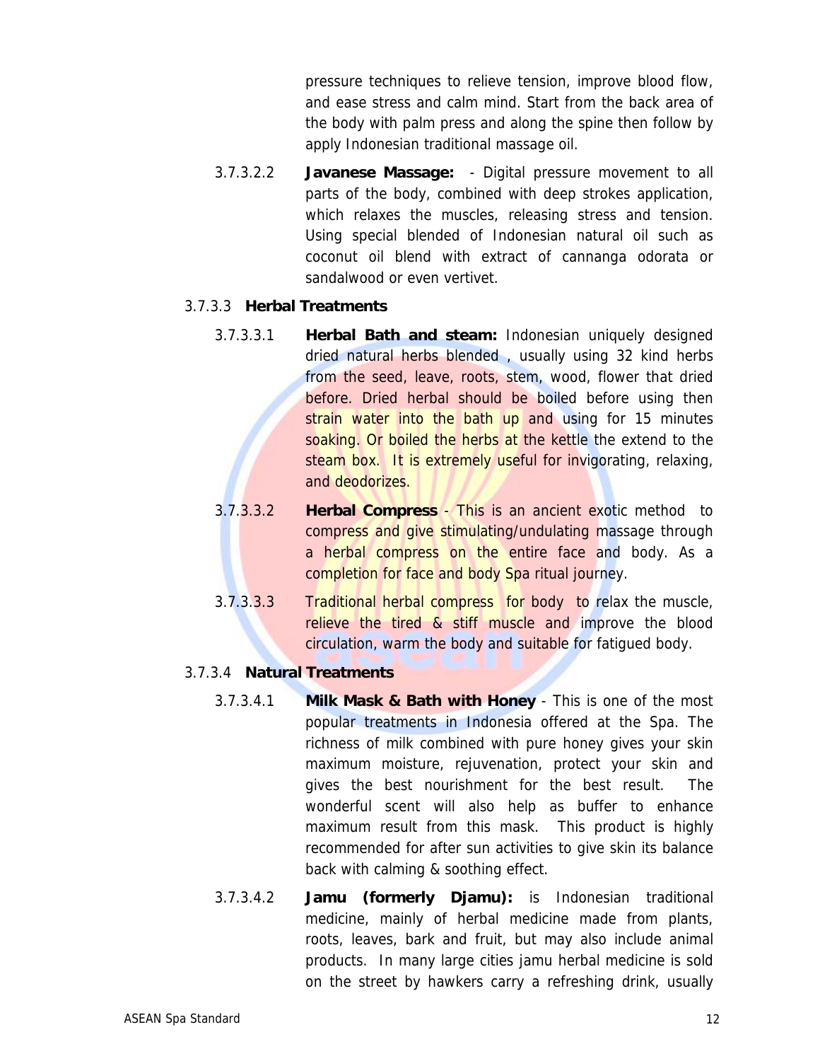pressure techniques to relieve tension, improve blood flow, and ease stress and calm mind. Start from the back area of the body with palm press and along the spine then follow by apply Indonesian traditional massage oil.

3.7.3.2.2 **Javanese Massage:** - Digital pressure movement to all parts of the body, combined with deep strokes application, which relaxes the muscles, releasing stress and tension. Using special blended of Indonesian natural oil such as coconut oil blend with extract of cannanga odorata or sandalwood or even vertivet.

3.7.3.3 **Herbal Treatments**

3.7.3.3.1 **Herbal Bath and steam:** Indonesian uniquely designed dried natural herbs blended , usually using 32 kind herbs from the seed, leave, roots, stem, wood, flower that dried before. Dried herbal should be boiled before using then strain water into the bath up and using for 15 minutes soaking. Or boiled the herbs at the kettle the extend to the steam box. It is extremely useful for invigorating, relaxing, and deodorizes.

3.7.3.3.2 **Herbal Compress** - This is an ancient exotic method to compress and give stimulating/undulating massage through a herbal compress on the entire face and body. As a completion for face and body Spa ritual journey.

3.7.3.3.3 Traditional herbal compress for body to relax the muscle, relieve the tired & stiff muscle and improve the blood circulation, warm the body and suitable for fatigued body.

3.7.3.4 **Natural Treatments**

3.7.3.4.1 **Milk Mask & Bath with Honey** - This is one of the most popular treatments in Indonesia offered at the Spa. The richness of milk combined with pure honey gives your skin maximum moisture, rejuvenation, protect your skin and gives the best nourishment for the best result. The wonderful scent will also help as buffer to enhance maximum result from this mask. This product is highly recommended for after sun activities to give skin its balance back with calming & soothing effect.

3.7.3.4.2 **Jamu (formerly Djamu):** is Indonesian traditional medicine, mainly of herbal medicine made from plants, roots, leaves, bark and fruit, but may also include animal products. In many large cities jamu herbal medicine is sold on the street by hawkers carry a refreshing drink, usually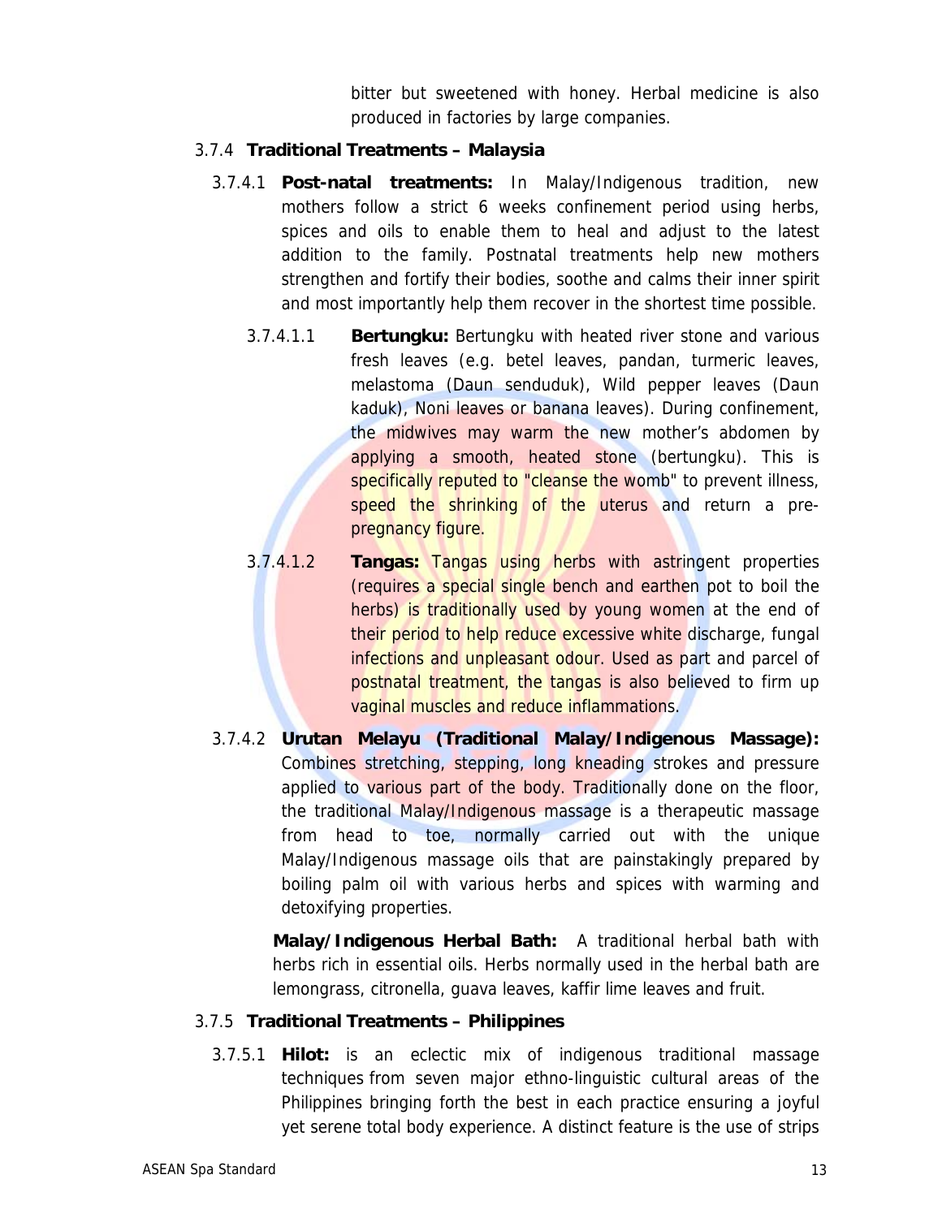bitter but sweetened with honey. Herbal medicine is also produced in factories by large companies.

### 3.7.4 Traditional Treatments – Malaysia

3.7.4.1 **Post-natal treatments:** In Malay/Indigenous tradition, new mothers follow a strict 6 weeks confinement period using herbs, spices and oils to enable them to heal and adjust to the latest addition to the family. Postnatal treatments help new mothers strengthen and fortify their bodies, soothe and calms their inner spirit and most importantly help them recover in the shortest time possible.

3.7.4.1.1 **Bertungku:** Bertungku with heated river stone and various fresh leaves (e.g. betel leaves, pandan, turmeric leaves, melastoma (Daun senduduk), Wild pepper leaves (Daun kaduk), Noni leaves or banana leaves). During confinement, the midwives may warm the new mother's abdomen by applying a smooth, heated stone (bertungku). This is specifically reputed to "cleanse the womb" to prevent illness, speed the shrinking of the uterus and return a pre-pregnancy figure.

3.7.4.1.2 **Tangas:** Tangas using herbs with astringent properties (requires a special single bench and earthen pot to boil the herbs) is traditionally used by young women at the end of their period to help reduce excessive white discharge, fungal infections and unpleasant odour. Used as part and parcel of postnatal treatment, the tangas is also believed to firm up vaginal muscles and reduce inflammations.

3.7.4.2 **Urutan Melayu (Traditional Malay/Indigenous Massage):** Combines stretching, stepping, long kneading strokes and pressure applied to various part of the body. Traditionally done on the floor, the traditional Malay/Indigenous massage is a therapeutic massage from head to toe, normally carried out with the unique Malay/Indigenous massage oils that are painstakingly prepared by boiling palm oil with various herbs and spices with warming and detoxifying properties.

**Malay/Indigenous Herbal Bath:** A traditional herbal bath with herbs rich in essential oils. Herbs normally used in the herbal bath are lemongrass, citronella, guava leaves, kaffir lime leaves and fruit.

### 3.7.5 Traditional Treatments – Philippines

3.7.5.1 **Hilot:** is an eclectic mix of indigenous traditional massage techniques from seven major ethno-linguistic cultural areas of the Philippines bringing forth the best in each practice ensuring a joyful yet serene total body experience. A distinct feature is the use of strips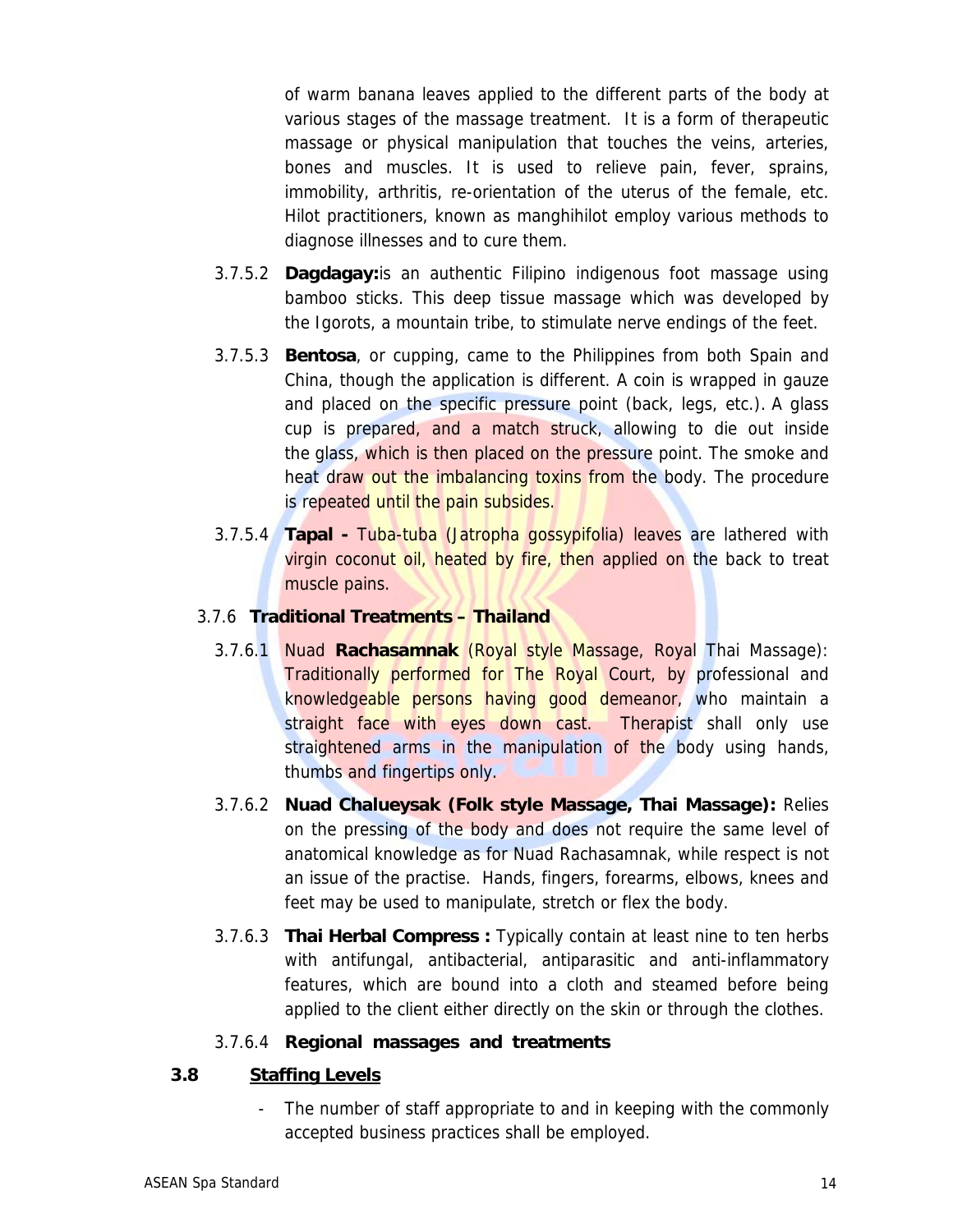of warm banana leaves applied to the different parts of the body at various stages of the massage treatment. It is a form of therapeutic massage or physical manipulation that touches the veins, arteries, bones and muscles. It is used to relieve pain, fever, sprains, immobility, arthritis, re-orientation of the uterus of the female, etc. Hilot practitioners, known as manghihilot employ various methods to diagnose illnesses and to cure them.

3.7.5.2 **Dagdagay:**is an authentic Filipino indigenous foot massage using bamboo sticks. This deep tissue massage which was developed by the Igorots, a mountain tribe, to stimulate nerve endings of the feet.

3.7.5.3 **Bentosa**, or cupping, came to the Philippines from both Spain and China, though the application is different. A coin is wrapped in gauze and placed on the specific pressure point (back, legs, etc.). A glass cup is prepared, and a match struck, allowing to die out inside the glass, which is then placed on the pressure point. The smoke and heat draw out the imbalancing toxins from the body. The procedure is repeated until the pain subsides.

3.7.5.4 **Tapal -** Tuba-tuba (Jatropha gossypifolia) leaves are lathered with virgin coconut oil, heated by fire, then applied on the back to treat muscle pains.

### 3.7.6 Traditional Treatments – Thailand

3.7.6.1 Nuad **Rachasamnak** (Royal style Massage, Royal Thai Massage): Traditionally performed for The Royal Court, by professional and knowledgeable persons having good demeanor, who maintain a straight face with eyes down cast. Therapist shall only use straightened arms in the manipulation of the body using hands, thumbs and fingertips only.

3.7.6.2 **Nuad Chalueysak (Folk style Massage, Thai Massage):** Relies on the pressing of the body and does not require the same level of anatomical knowledge as for Nuad Rachasamnak, while respect is not an issue of the practise. Hands, fingers, forearms, elbows, knees and feet may be used to manipulate, stretch or flex the body.

3.7.6.3 **Thai Herbal Compress :** Typically contain at least nine to ten herbs with antifungal, antibacterial, antiparasitic and anti-inflammatory features, which are bound into a cloth and steamed before being applied to the client either directly on the skin or through the clothes.

3.7.6.4 **Regional massages and treatments**

## 3.8 Staffing Levels

- The number of staff appropriate to and in keeping with the commonly accepted business practices shall be employed.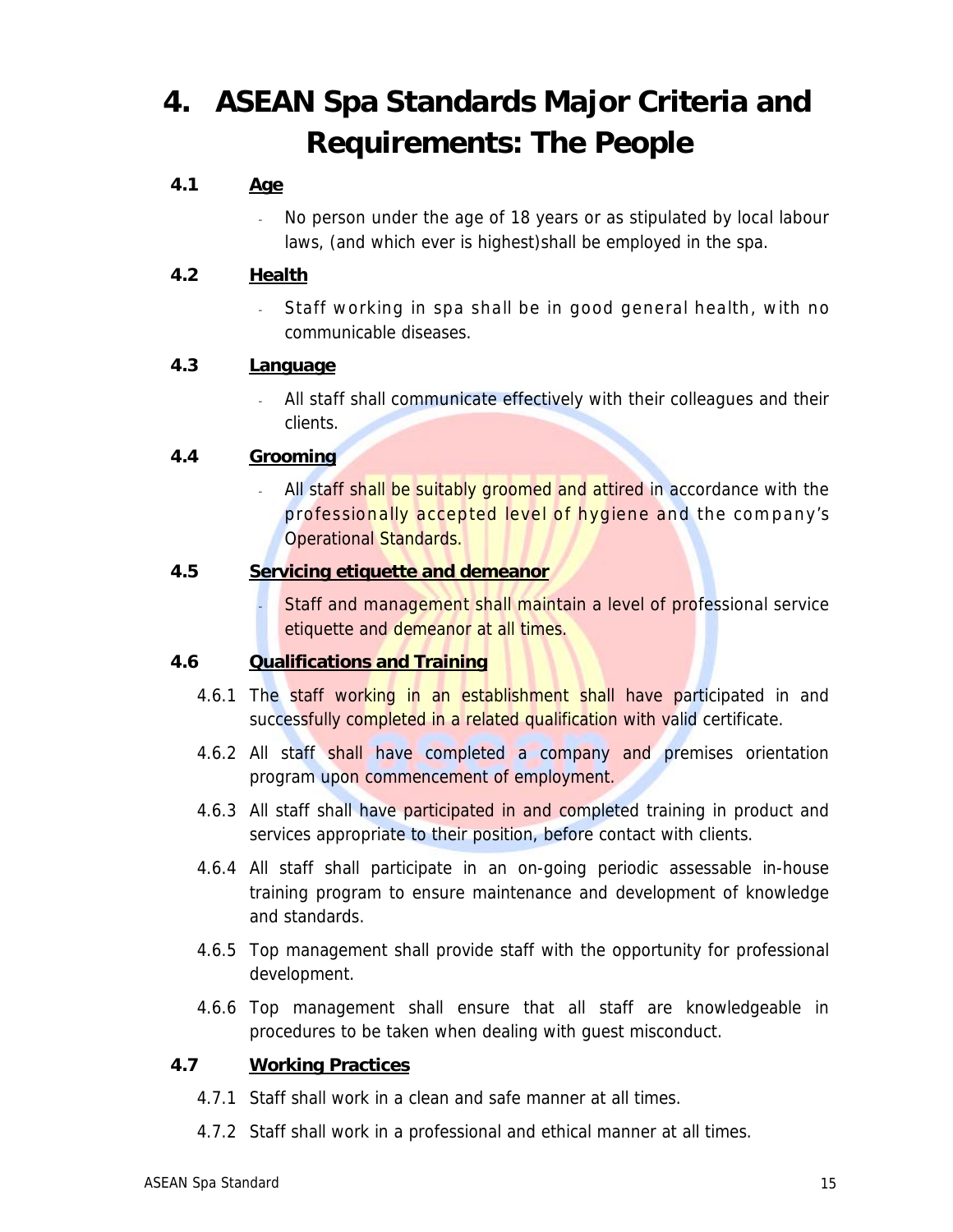# 4. ASEAN Spa Standards Major Criteria and Requirements: The People

### 4.1 Age

- No person under the age of 18 years or as stipulated by local labour laws, (and which ever is highest)shall be employed in the spa.

### 4.2 Health

- Staff working in spa shall be in good general health, with no communicable diseases.

### 4.3 Language

- All staff shall communicate effectively with their colleagues and their clients.

### 4.4 Grooming

- All staff shall be suitably groomed and attired in accordance with the professionally accepted level of hygiene and the company's Operational Standards.

### 4.5 Servicing etiquette and demeanor

- Staff and management shall maintain a level of professional service etiquette and demeanor at all times.

### 4.6 Qualifications and Training

4.6.1 The staff working in an establishment shall have participated in and successfully completed in a related qualification with valid certificate.

4.6.2 All staff shall have completed a company and premises orientation program upon commencement of employment.

4.6.3 All staff shall have participated in and completed training in product and services appropriate to their position, before contact with clients.

4.6.4 All staff shall participate in an on-going periodic assessable in-house training program to ensure maintenance and development of knowledge and standards.

4.6.5 Top management shall provide staff with the opportunity for professional development.

4.6.6 Top management shall ensure that all staff are knowledgeable in procedures to be taken when dealing with guest misconduct.

### 4.7 Working Practices

4.7.1 Staff shall work in a clean and safe manner at all times.

4.7.2 Staff shall work in a professional and ethical manner at all times.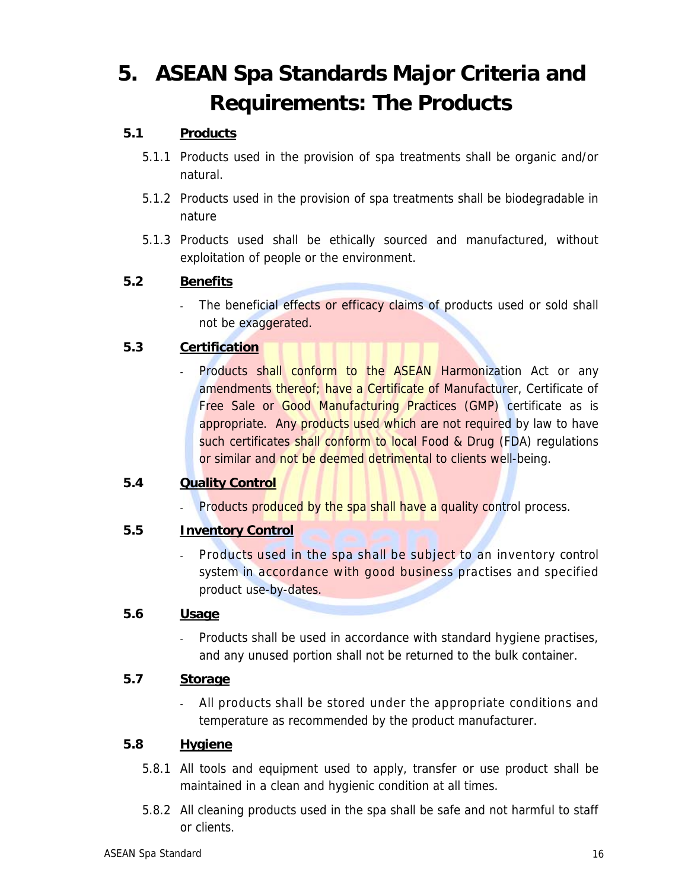# 5. ASEAN Spa Standards Major Criteria and Requirements: The Products

## 5.1 Products

5.1.1 Products used in the provision of spa treatments shall be organic and/or natural.

5.1.2 Products used in the provision of spa treatments shall be biodegradable in nature

5.1.3 Products used shall be ethically sourced and manufactured, without exploitation of people or the environment.

## 5.2 Benefits

- The beneficial effects or efficacy claims of products used or sold shall not be exaggerated.

## 5.3 Certification

- Products shall conform to the ASEAN Harmonization Act or any amendments thereof; have a Certificate of Manufacturer, Certificate of Free Sale or Good Manufacturing Practices (GMP) certificate as is appropriate. Any products used which are not required by law to have such certificates shall conform to local Food & Drug (FDA) regulations or similar and not be deemed detrimental to clients well-being.

## 5.4 Quality Control

- Products produced by the spa shall have a quality control process.

## 5.5 Inventory Control

- Products used in the spa shall be subject to an inventory control system in accordance with good business practises and specified product use-by-dates.

## 5.6 Usage

- Products shall be used in accordance with standard hygiene practises, and any unused portion shall not be returned to the bulk container.

## 5.7 Storage

- All products shall be stored under the appropriate conditions and temperature as recommended by the product manufacturer.

## 5.8 Hygiene

5.8.1 All tools and equipment used to apply, transfer or use product shall be maintained in a clean and hygienic condition at all times.

5.8.2 All cleaning products used in the spa shall be safe and not harmful to staff or clients.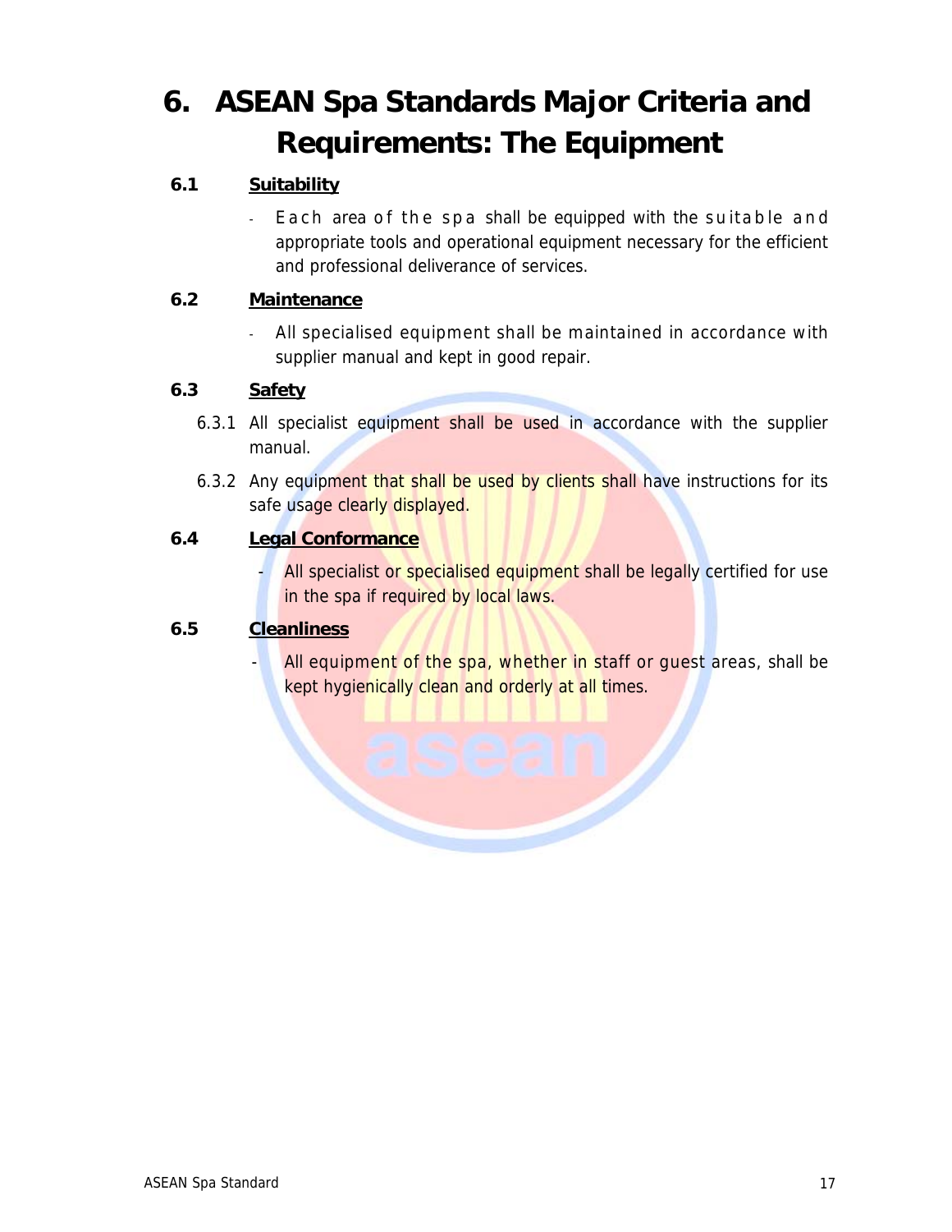# 6. ASEAN Spa Standards Major Criteria and Requirements: The Equipment

## 6.1 Suitability

- Each area of the spa shall be equipped with the suitable and appropriate tools and operational equipment necessary for the efficient and professional deliverance of services.

## 6.2 Maintenance

- All specialised equipment shall be maintained in accordance with supplier manual and kept in good repair.

## 6.3 Safety

6.3.1 All specialist equipment shall be used in accordance with the supplier manual.

6.3.2 Any equipment that shall be used by clients shall have instructions for its safe usage clearly displayed.

## 6.4 Legal Conformance

- All specialist or specialised equipment shall be legally certified for use in the spa if required by local laws.

## 6.5 Cleanliness

- All equipment of the spa, whether in staff or guest areas, shall be kept hygienically clean and orderly at all times.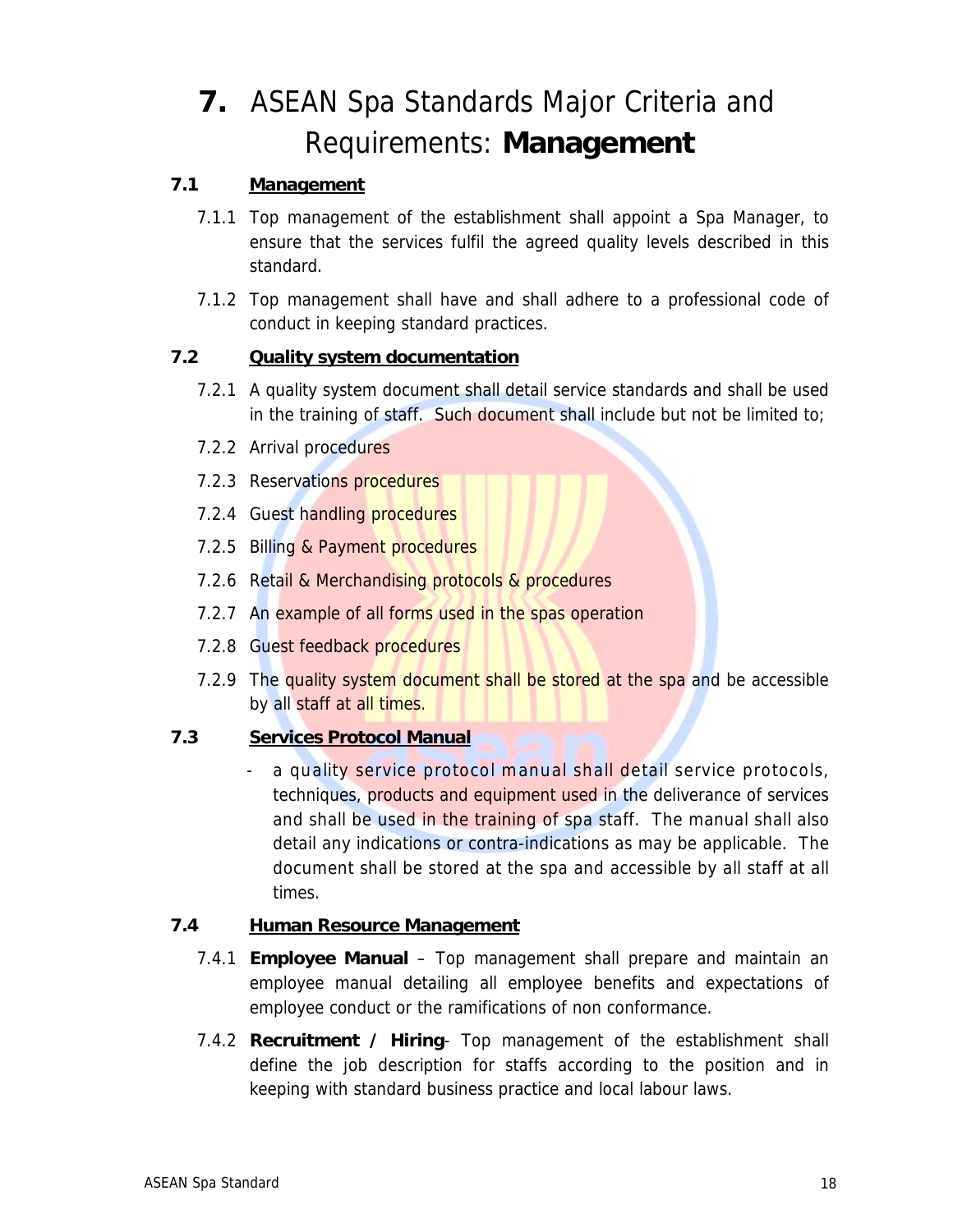# 7. ASEAN Spa Standards Major Criteria and Requirements: **Management**

## 7.1 Management

7.1.1 Top management of the establishment shall appoint a Spa Manager, to ensure that the services fulfil the agreed quality levels described in this standard.

7.1.2 Top management shall have and shall adhere to a professional code of conduct in keeping standard practices.

## 7.2 Quality system documentation

7.2.1 A quality system document shall detail service standards and shall be used in the training of staff. Such document shall include but not be limited to;

7.2.2 Arrival procedures

7.2.3 Reservations procedures

7.2.4 Guest handling procedures

7.2.5 Billing & Payment procedures

7.2.6 Retail & Merchandising protocols & procedures

7.2.7 An example of all forms used in the spas operation

7.2.8 Guest feedback procedures

7.2.9 The quality system document shall be stored at the spa and be accessible by all staff at all times.

## 7.3 Services Protocol Manual

- a quality service protocol manual shall detail service protocols, techniques, products and equipment used in the deliverance of services and shall be used in the training of spa staff. The manual shall also detail any indications or contra-indications as may be applicable. The document shall be stored at the spa and accessible by all staff at all times.

## 7.4 Human Resource Management

7.4.1 **Employee Manual** – Top management shall prepare and maintain an employee manual detailing all employee benefits and expectations of employee conduct or the ramifications of non conformance.

7.4.2 **Recruitment / Hiring**- Top management of the establishment shall define the job description for staffs according to the position and in keeping with standard business practice and local labour laws.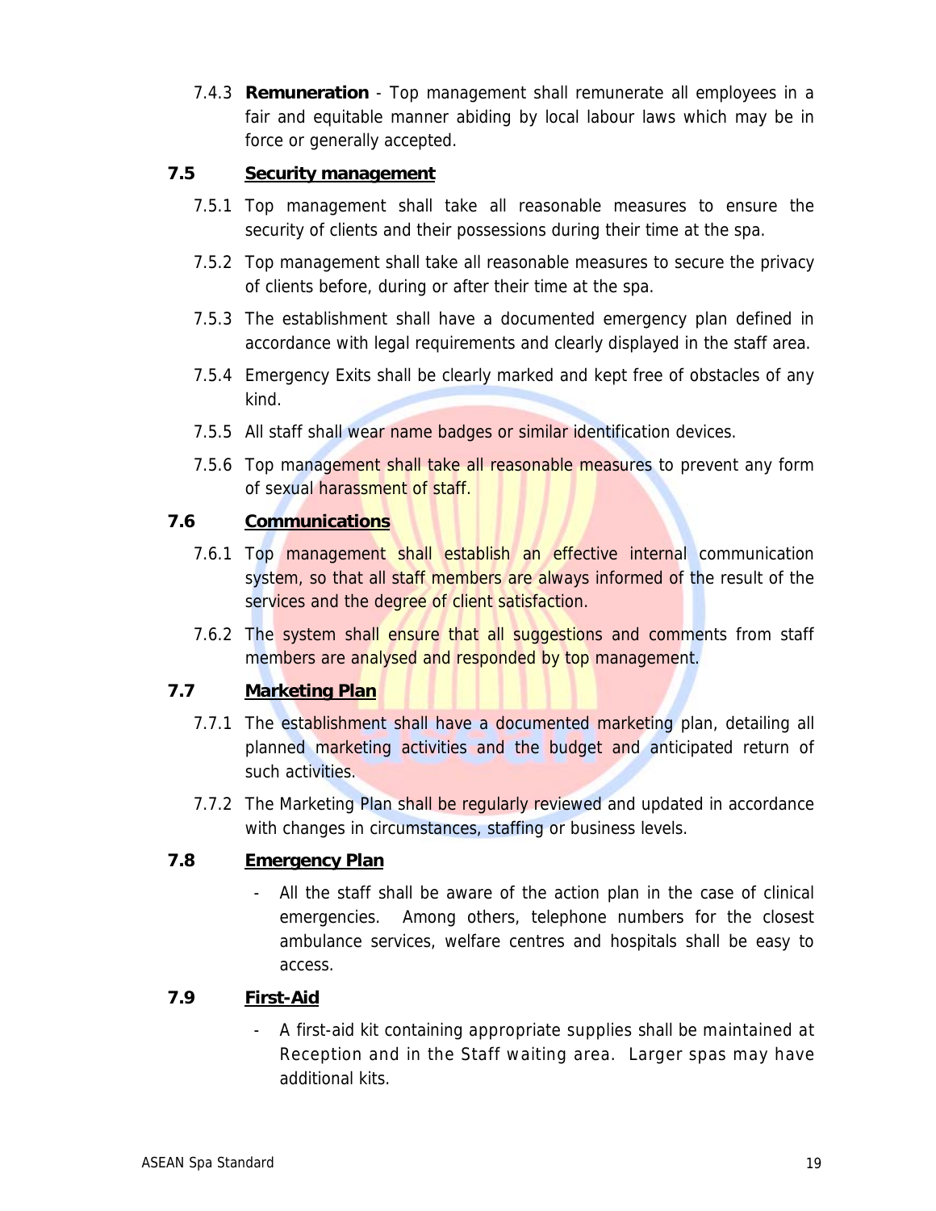7.4.3 **Remuneration** - Top management shall remunerate all employees in a fair and equitable manner abiding by local labour laws which may be in force or generally accepted.

### 7.5 Security management

7.5.1 Top management shall take all reasonable measures to ensure the security of clients and their possessions during their time at the spa.

7.5.2 Top management shall take all reasonable measures to secure the privacy of clients before, during or after their time at the spa.

7.5.3 The establishment shall have a documented emergency plan defined in accordance with legal requirements and clearly displayed in the staff area.

7.5.4 Emergency Exits shall be clearly marked and kept free of obstacles of any kind.

7.5.5 All staff shall wear name badges or similar identification devices.

7.5.6 Top management shall take all reasonable measures to prevent any form of sexual harassment of staff.

### 7.6 Communications

7.6.1 Top management shall establish an effective internal communication system, so that all staff members are always informed of the result of the services and the degree of client satisfaction.

7.6.2 The system shall ensure that all suggestions and comments from staff members are analysed and responded by top management.

### 7.7 Marketing Plan

7.7.1 The establishment shall have a documented marketing plan, detailing all planned marketing activities and the budget and anticipated return of such activities.

7.7.2 The Marketing Plan shall be regularly reviewed and updated in accordance with changes in circumstances, staffing or business levels.

### 7.8 Emergency Plan

- All the staff shall be aware of the action plan in the case of clinical emergencies. Among others, telephone numbers for the closest ambulance services, welfare centres and hospitals shall be easy to access.

### 7.9 First-Aid

- A first-aid kit containing appropriate supplies shall be maintained at Reception and in the Staff waiting area. Larger spas may have additional kits.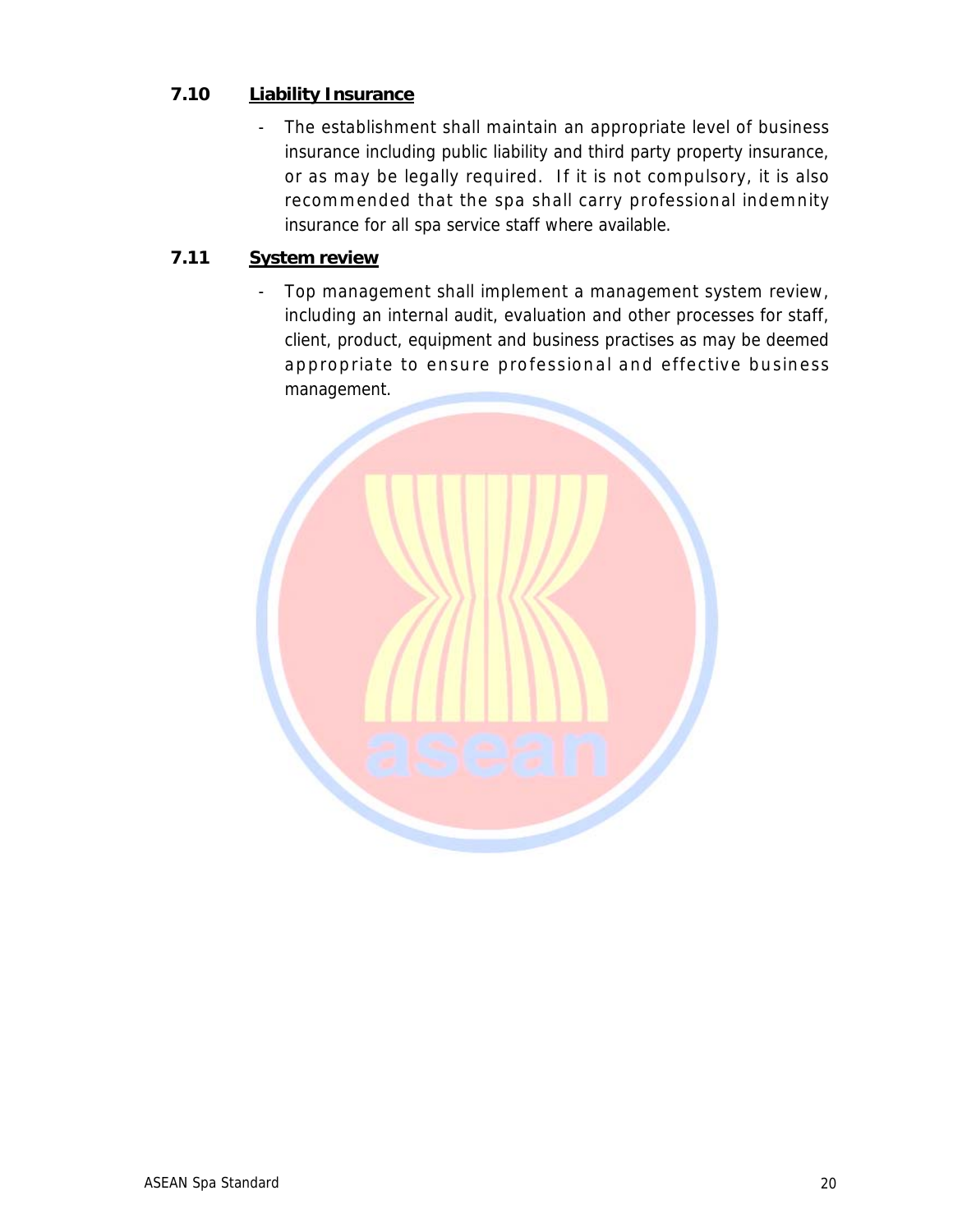### 7.10 Liability Insurance

- The establishment shall maintain an appropriate level of business insurance including public liability and third party property insurance, or as may be legally required. If it is not compulsory, it is also recommended that the spa shall carry professional indemnity insurance for all spa service staff where available.

### 7.11 System review

- Top management shall implement a management system review, including an internal audit, evaluation and other processes for staff, client, product, equipment and business practises as may be deemed appropriate to ensure professional and effective business management.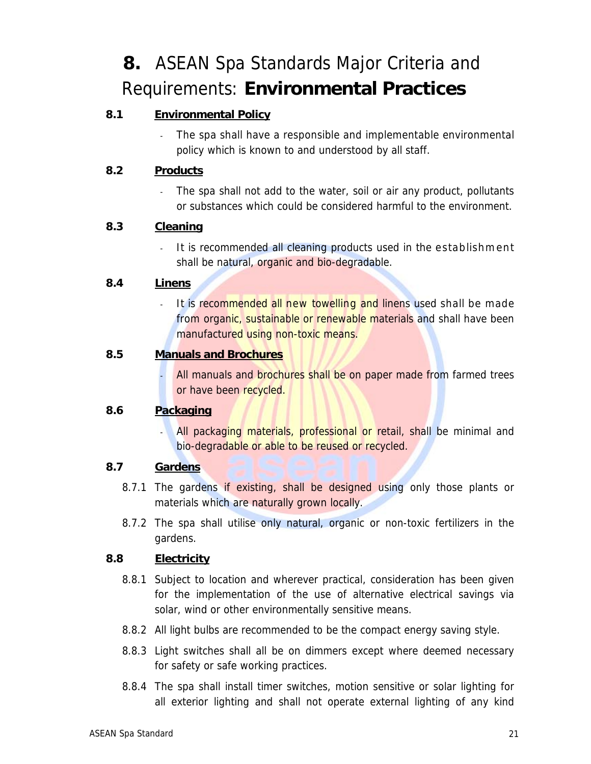# 8. ASEAN Spa Standards Major Criteria and Requirements: **Environmental Practices**

## 8.1 Environmental Policy

- The spa shall have a responsible and implementable environmental policy which is known to and understood by all staff.

## 8.2 Products

- The spa shall not add to the water, soil or air any product, pollutants or substances which could be considered harmful to the environment.

## 8.3 Cleaning

- It is recommended all cleaning products used in the establishment shall be natural, organic and bio-degradable.

## 8.4 Linens

- It is recommended all new towelling and linens used shall be made from organic, sustainable or renewable materials and shall have been manufactured using non-toxic means.

## 8.5 Manuals and Brochures

- All manuals and brochures shall be on paper made from farmed trees or have been recycled.

## 8.6 Packaging

- All packaging materials, professional or retail, shall be minimal and bio-degradable or able to be reused or recycled.

## 8.7 Gardens

8.7.1 The gardens if existing, shall be designed using only those plants or materials which are naturally grown locally.

8.7.2 The spa shall utilise only natural, organic or non-toxic fertilizers in the gardens.

## 8.8 Electricity

8.8.1 Subject to location and wherever practical, consideration has been given for the implementation of the use of alternative electrical savings via solar, wind or other environmentally sensitive means.

8.8.2 All light bulbs are recommended to be the compact energy saving style.

8.8.3 Light switches shall all be on dimmers except where deemed necessary for safety or safe working practices.

8.8.4 The spa shall install timer switches, motion sensitive or solar lighting for all exterior lighting and shall not operate external lighting of any kind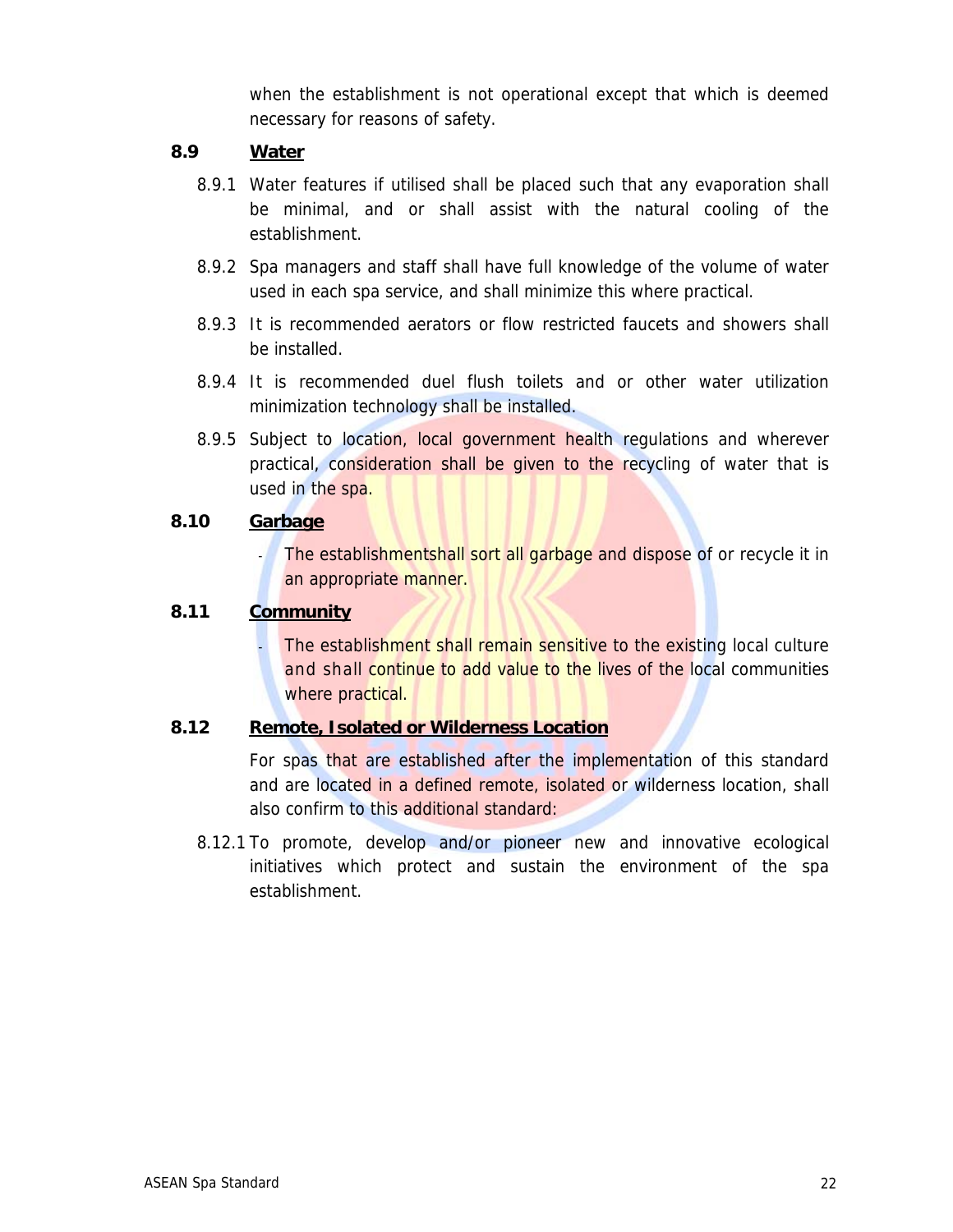when the establishment is not operational except that which is deemed necessary for reasons of safety.

**8.9 Water**

8.9.1 Water features if utilised shall be placed such that any evaporation shall be minimal, and or shall assist with the natural cooling of the establishment.

8.9.2 Spa managers and staff shall have full knowledge of the volume of water used in each spa service, and shall minimize this where practical.

8.9.3 It is recommended aerators or flow restricted faucets and showers shall be installed.

8.9.4 It is recommended duel flush toilets and or other water utilization minimization technology shall be installed.

8.9.5 Subject to location, local government health regulations and wherever practical, consideration shall be given to the recycling of water that is used in the spa.

**8.10 Garbage**

- The establishmentshall sort all garbage and dispose of or recycle it in an appropriate manner.

**8.11 Community**

- The establishment shall remain sensitive to the existing local culture and shall continue to add value to the lives of the local communities where practical.

**8.12 Remote, Isolated or Wilderness Location**

For spas that are established after the implementation of this standard and are located in a defined remote, isolated or wilderness location, shall also confirm to this additional standard:

8.12.1 To promote, develop and/or pioneer new and innovative ecological initiatives which protect and sustain the environment of the spa establishment.